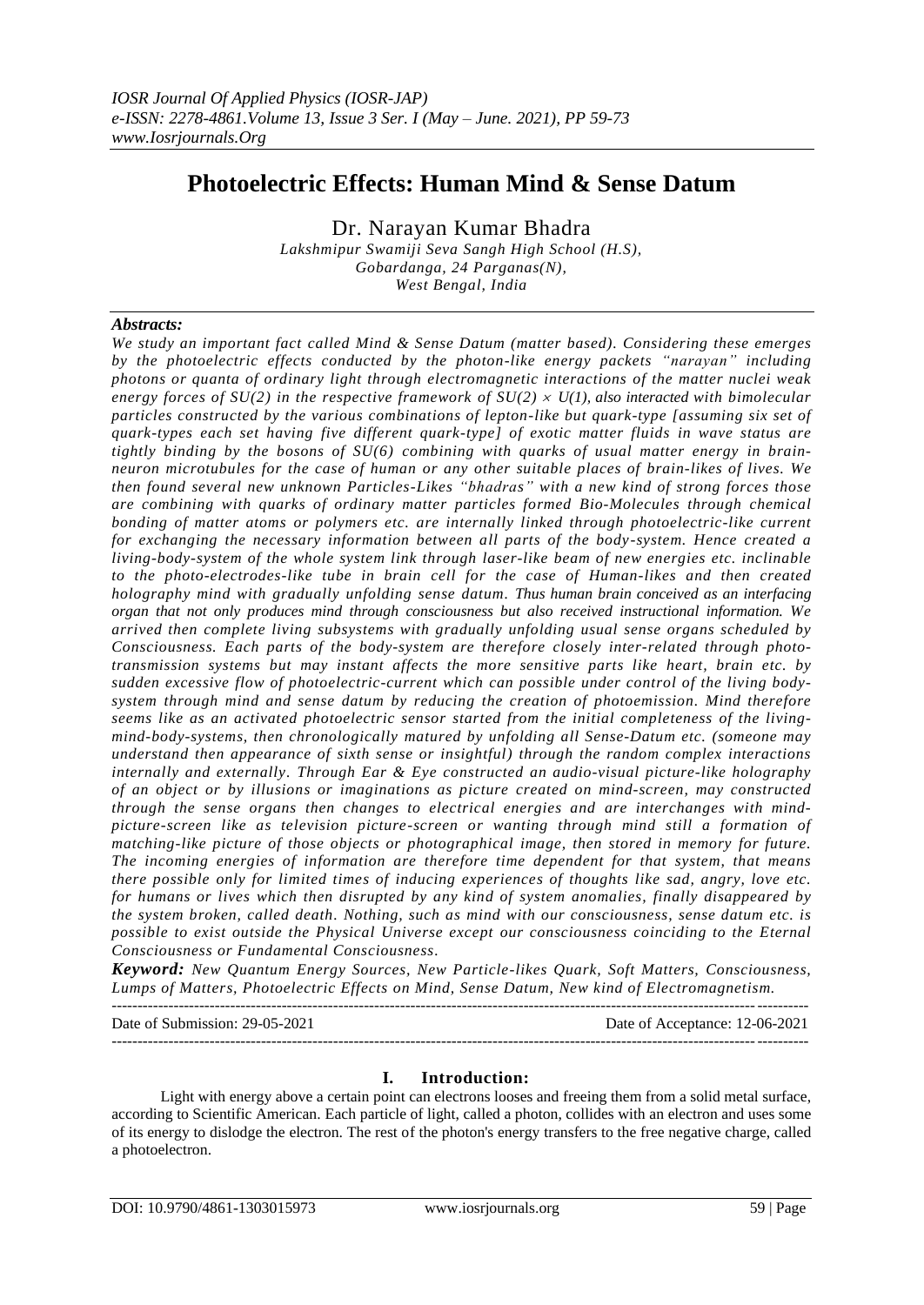# Photoelectric Effects: Human Mind & Sense Datum

Dr. Narayan Kumar Bhadra

*Lakshmipur Swamiji Seva Sangh High School (H.S), Gobardanga, 24 Parganas(N), West Bengal, India*

### *Abstracts:*

*We study an important fact called Mind & Sense Datum (matter based). Considering these emerges by the photoelectric effects conducted by the photon-like energy packets "narayan" including photons or quanta of ordinary light through electromagnetic interactions of the matter nuclei weak energy forces of SU(2) in the respective framework of SU(2) × U(1), also interacted with bimolecular particles constructed by the various combinations of lepton-like but quark-type [assuming six set of quark-types each set having five different quark-type] of exotic matter fluids in wave status are tightly binding by the bosons of SU(6) combining with quarks of usual matter energy in brain-neuron microtubules for the case of human or any other suitable places of brain-likes of lives. We then found several new unknown Particles-Likes "bhadras" with a new kind of strong forces those are combining with quarks of ordinary matter particles formed Bio-Molecules through chemical bonding of matter atoms or polymers etc. are internally linked through photoelectric-like current for exchanging the necessary information between all parts of the body-system. Hence created a living-body-system of the whole system link through laser-like beam of new energies etc. inclinable to the photo-electrodes-like tube in brain cell for the case of Human-likes and then created holography mind with gradually unfolding sense datum. Thus human brain conceived as an interfacing organ that not only produces mind through consciousness but also received instructional information. We arrived then complete living subsystems with gradually unfolding usual sense organs scheduled by Consciousness. Each parts of the body-system are therefore closely inter-related through photo-transmission systems but may instant affects the more sensitive parts like heart, brain etc. by sudden excessive flow of photoelectric-current which can possible under control of the living body-system through mind and sense datum by reducing the creation of photoemission. Mind therefore seems like as an activated photoelectric sensor started from the initial completeness of the living-mind-body-systems, then chronologically matured by unfolding all Sense-Datum etc. (someone may understand then appearance of sixth sense or insightful) through the random complex interactions internally and externally. Through Ear & Eye constructed an audio-visual picture-like holography of an object or by illusions or imaginations as picture created on mind-screen, may constructed through the sense organs then changes to electrical energies and are interchanges with mind-picture-screen like as television picture-screen or wanting through mind still a formation of matching-like picture of those objects or photographical image, then stored in memory for future. The incoming energies of information are therefore time dependent for that system, that means there possible only for limited times of inducing experiences of thoughts like sad, angry, love etc. for humans or lives which then disrupted by any kind of system anomalies, finally disappeared by the system broken, called death. Nothing, such as mind with our consciousness, sense datum etc. is possible to exist outside the Physical Universe except our consciousness coinciding to the Eternal Consciousness or Fundamental Consciousness.*

***Keyword:*** *New Quantum Energy Sources, New Particle-likes Quark, Soft Matters, Consciousness, Lumps of Matters, Photoelectric Effects on Mind, Sense Datum, New kind of Electromagnetism.*

---

Date of Submission: 29-05-2021 | Date of Acceptance: 12-06-2021

---

## I. Introduction:

Light with energy above a certain point can electrons looses and freeing them from a solid metal surface, according to Scientific American. Each particle of light, called a photon, collides with an electron and uses some of its energy to dislodge the electron. The rest of the photon's energy transfers to the free negative charge, called a photoelectron.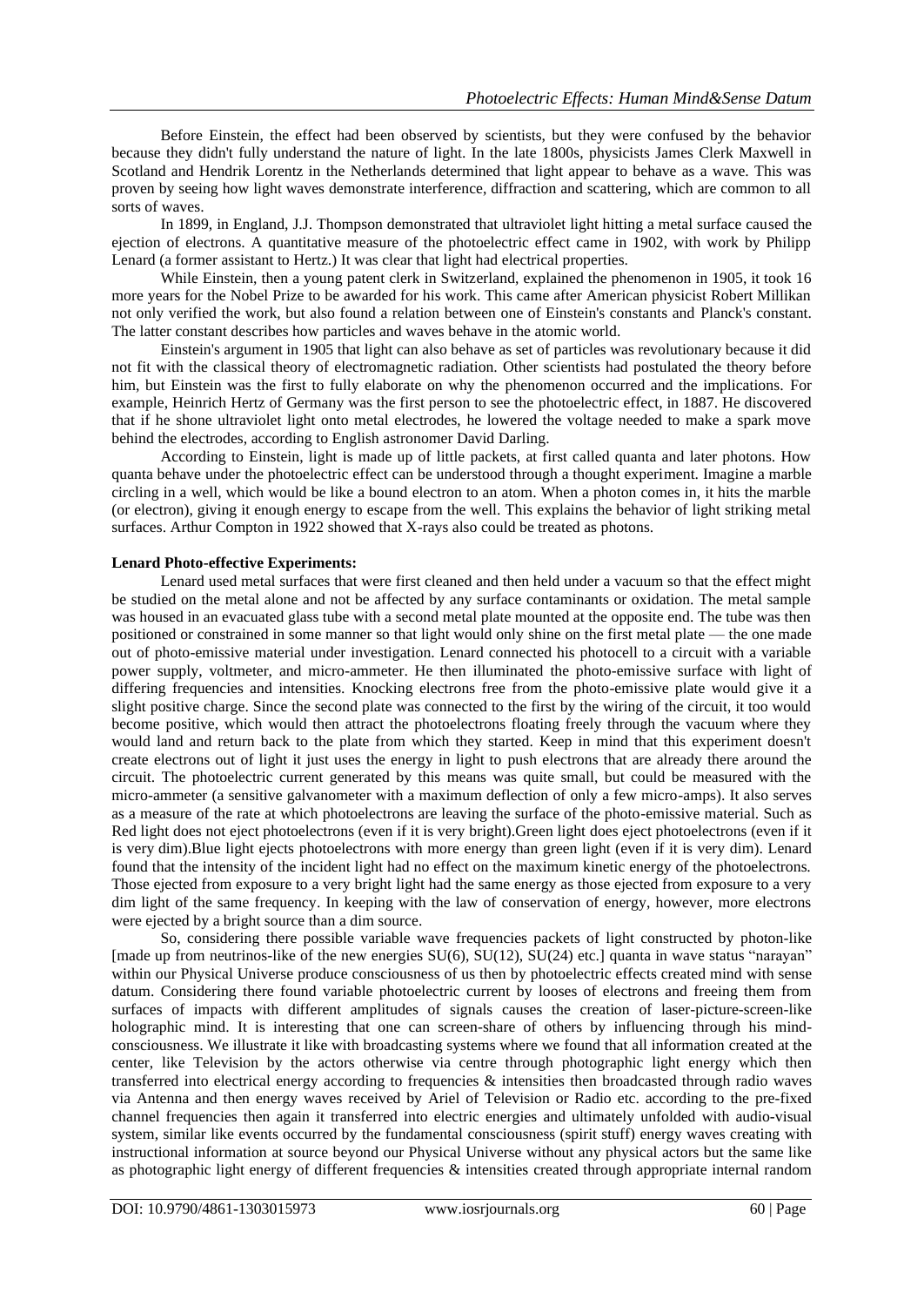Before Einstein, the effect had been observed by scientists, but they were confused by the behavior because they didn't fully understand the nature of light. In the late 1800s, physicists James Clerk Maxwell in Scotland and Hendrik Lorentz in the Netherlands determined that light appear to behave as a wave. This was proven by seeing how light waves demonstrate interference, diffraction and scattering, which are common to all sorts of waves.

In 1899, in England, J.J. Thompson demonstrated that ultraviolet light hitting a metal surface caused the ejection of electrons. A quantitative measure of the photoelectric effect came in 1902, with work by Philipp Lenard (a former assistant to Hertz.) It was clear that light had electrical properties.

While Einstein, then a young patent clerk in Switzerland, explained the phenomenon in 1905, it took 16 more years for the Nobel Prize to be awarded for his work. This came after American physicist Robert Millikan not only verified the work, but also found a relation between one of Einstein's constants and Planck's constant. The latter constant describes how particles and waves behave in the atomic world.

Einstein's argument in 1905 that light can also behave as set of particles was revolutionary because it did not fit with the classical theory of electromagnetic radiation. Other scientists had postulated the theory before him, but Einstein was the first to fully elaborate on why the phenomenon occurred and the implications. For example, Heinrich Hertz of Germany was the first person to see the photoelectric effect, in 1887. He discovered that if he shone ultraviolet light onto metal electrodes, he lowered the voltage needed to make a spark move behind the electrodes, according to English astronomer David Darling.

According to Einstein, light is made up of little packets, at first called quanta and later photons. How quanta behave under the photoelectric effect can be understood through a thought experiment. Imagine a marble circling in a well, which would be like a bound electron to an atom. When a photon comes in, it hits the marble (or electron), giving it enough energy to escape from the well. This explains the behavior of light striking metal surfaces. Arthur Compton in 1922 showed that X-rays also could be treated as photons.

**Lenard Photo-effective Experiments:**

Lenard used metal surfaces that were first cleaned and then held under a vacuum so that the effect might be studied on the metal alone and not be affected by any surface contaminants or oxidation. The metal sample was housed in an evacuated glass tube with a second metal plate mounted at the opposite end. The tube was then positioned or constrained in some manner so that light would only shine on the first metal plate — the one made out of photo-emissive material under investigation. Lenard connected his photocell to a circuit with a variable power supply, voltmeter, and micro-ammeter. He then illuminated the photo-emissive surface with light of differing frequencies and intensities. Knocking electrons free from the photo-emissive plate would give it a slight positive charge. Since the second plate was connected to the first by the wiring of the circuit, it too would become positive, which would then attract the photoelectrons floating freely through the vacuum where they would land and return back to the plate from which they started. Keep in mind that this experiment doesn't create electrons out of light it just uses the energy in light to push electrons that are already there around the circuit. The photoelectric current generated by this means was quite small, but could be measured with the micro-ammeter (a sensitive galvanometer with a maximum deflection of only a few micro-amps). It also serves as a measure of the rate at which photoelectrons are leaving the surface of the photo-emissive material. Such as Red light does not eject photoelectrons (even if it is very bright).Green light does eject photoelectrons (even if it is very dim).Blue light ejects photoelectrons with more energy than green light (even if it is very dim). Lenard found that the intensity of the incident light had no effect on the maximum kinetic energy of the photoelectrons. Those ejected from exposure to a very bright light had the same energy as those ejected from exposure to a very dim light of the same frequency. In keeping with the law of conservation of energy, however, more electrons were ejected by a bright source than a dim source.

So, considering there possible variable wave frequencies packets of light constructed by photon-like [made up from neutrinos-like of the new energies SU(6), SU(12), SU(24) etc.] quanta in wave status "narayan" within our Physical Universe produce consciousness of us then by photoelectric effects created mind with sense datum. Considering there found variable photoelectric current by looses of electrons and freeing them from surfaces of impacts with different amplitudes of signals causes the creation of laser-picture-screen-like holographic mind. It is interesting that one can screen-share of others by influencing through his mind-consciousness. We illustrate it like with broadcasting systems where we found that all information created at the center, like Television by the actors otherwise via centre through photographic light energy which then transferred into electrical energy according to frequencies & intensities then broadcasted through radio waves via Antenna and then energy waves received by Ariel of Television or Radio etc. according to the pre-fixed channel frequencies then again it transferred into electric energies and ultimately unfolded with audio-visual system, similar like events occurred by the fundamental consciousness (spirit stuff) energy waves creating with instructional information at source beyond our Physical Universe without any physical actors but the same like as photographic light energy of different frequencies & intensities created through appropriate internal random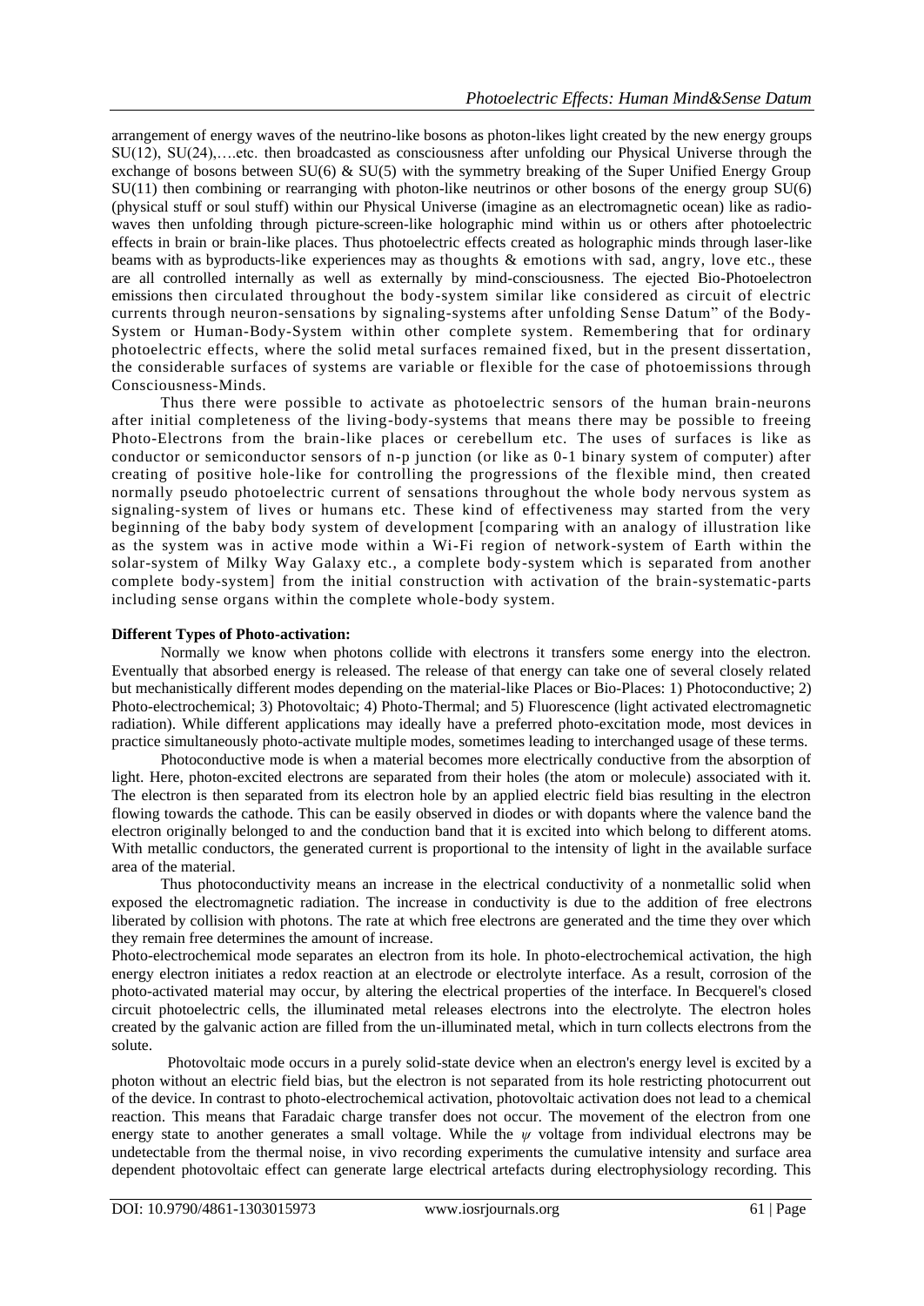arrangement of energy waves of the neutrino-like bosons as photon-likes light created by the new energy groups SU(12), SU(24),….etc. then broadcasted as consciousness after unfolding our Physical Universe through the exchange of bosons between SU(6) & SU(5) with the symmetry breaking of the Super Unified Energy Group SU(11) then combining or rearranging with photon-like neutrinos or other bosons of the energy group SU(6) (physical stuff or soul stuff) within our Physical Universe (imagine as an electromagnetic ocean) like as radio-waves then unfolding through picture-screen-like holographic mind within us or others after photoelectric effects in brain or brain-like places. Thus photoelectric effects created as holographic minds through laser-like beams with as byproducts-like experiences may as thoughts & emotions with sad, angry, love etc., these are all controlled internally as well as externally by mind-consciousness. The ejected Bio-Photoelectron emissions then circulated throughout the body-system similar like considered as circuit of electric currents through neuron-sensations by signaling-systems after unfolding Sense Datum" of the Body-System or Human-Body-System within other complete system. Remembering that for ordinary photoelectric effects, where the solid metal surfaces remained fixed, but in the present dissertation, the considerable surfaces of systems are variable or flexible for the case of photoemissions through Consciousness-Minds.

Thus there were possible to activate as photoelectric sensors of the human brain-neurons after initial completeness of the living-body-systems that means there may be possible to freeing Photo-Electrons from the brain-like places or cerebellum etc. The uses of surfaces is like as conductor or semiconductor sensors of n-p junction (or like as 0-1 binary system of computer) after creating of positive hole-like for controlling the progressions of the flexible mind, then created normally pseudo photoelectric current of sensations throughout the whole body nervous system as signaling-system of lives or humans etc. These kind of effectiveness may started from the very beginning of the baby body system of development [comparing with an analogy of illustration like as the system was in active mode within a Wi-Fi region of network-system of Earth within the solar-system of Milky Way Galaxy etc., a complete body-system which is separated from another complete body-system] from the initial construction with activation of the brain-systematic-parts including sense organs within the complete whole-body system.

**Different Types of Photo-activation:**

Normally we know when photons collide with electrons it transfers some energy into the electron. Eventually that absorbed energy is released. The release of that energy can take one of several closely related but mechanistically different modes depending on the material-like Places or Bio-Places: 1) Photoconductive; 2) Photo-electrochemical; 3) Photovoltaic; 4) Photo-Thermal; and 5) Fluorescence (light activated electromagnetic radiation). While different applications may ideally have a preferred photo-excitation mode, most devices in practice simultaneously photo-activate multiple modes, sometimes leading to interchanged usage of these terms.

Photoconductive mode is when a material becomes more electrically conductive from the absorption of light. Here, photon-excited electrons are separated from their holes (the atom or molecule) associated with it. The electron is then separated from its electron hole by an applied electric field bias resulting in the electron flowing towards the cathode. This can be easily observed in diodes or with dopants where the valence band the electron originally belonged to and the conduction band that it is excited into which belong to different atoms. With metallic conductors, the generated current is proportional to the intensity of light in the available surface area of the material.

Thus photoconductivity means an increase in the electrical conductivity of a nonmetallic solid when exposed the electromagnetic radiation. The increase in conductivity is due to the addition of free electrons liberated by collision with photons. The rate at which free electrons are generated and the time they over which they remain free determines the amount of increase.

Photo-electrochemical mode separates an electron from its hole. In photo-electrochemical activation, the high energy electron initiates a redox reaction at an electrode or electrolyte interface. As a result, corrosion of the photo-activated material may occur, by altering the electrical properties of the interface. In Becquerel's closed circuit photoelectric cells, the illuminated metal releases electrons into the electrolyte. The electron holes created by the galvanic action are filled from the un-illuminated metal, which in turn collects electrons from the solute.

Photovoltaic mode occurs in a purely solid-state device when an electron's energy level is excited by a photon without an electric field bias, but the electron is not separated from its hole restricting photocurrent out of the device. In contrast to photo-electrochemical activation, photovoltaic activation does not lead to a chemical reaction. This means that Faradaic charge transfer does not occur. The movement of the electron from one energy state to another generates a small voltage. While the $\psi$ voltage from individual electrons may be undetectable from the thermal noise, in vivo recording experiments the cumulative intensity and surface area dependent photovoltaic effect can generate large electrical artefacts during electrophysiology recording. This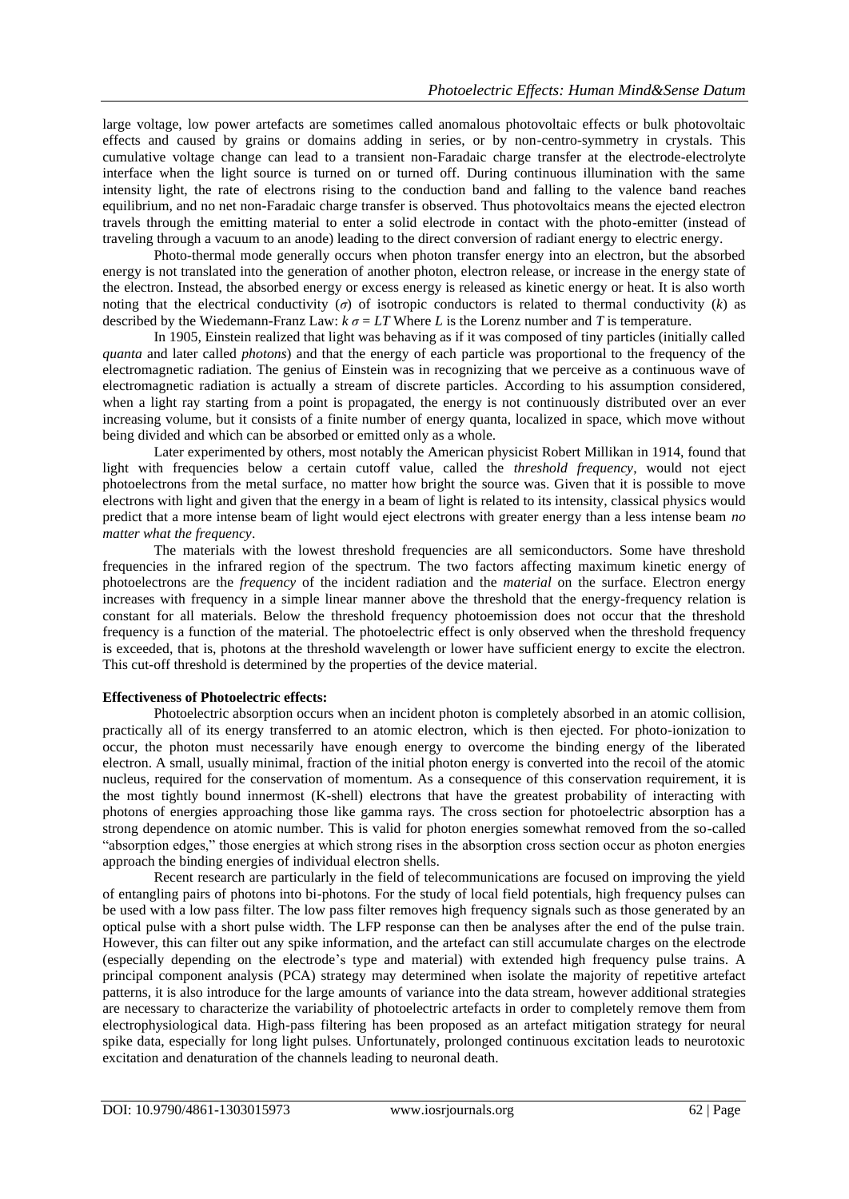large voltage, low power artefacts are sometimes called anomalous photovoltaic effects or bulk photovoltaic effects and caused by grains or domains adding in series, or by non-centro-symmetry in crystals. This cumulative voltage change can lead to a transient non-Faradaic charge transfer at the electrode-electrolyte interface when the light source is turned on or turned off. During continuous illumination with the same intensity light, the rate of electrons rising to the conduction band and falling to the valence band reaches equilibrium, and no net non-Faradaic charge transfer is observed. Thus photovoltaics means the ejected electron travels through the emitting material to enter a solid electrode in contact with the photo-emitter (instead of traveling through a vacuum to an anode) leading to the direct conversion of radiant energy to electric energy.

Photo-thermal mode generally occurs when photon transfer energy into an electron, but the absorbed energy is not translated into the generation of another photon, electron release, or increase in the energy state of the electron. Instead, the absorbed energy or excess energy is released as kinetic energy or heat. It is also worth noting that the electrical conductivity ($\sigma$) of isotropic conductors is related to thermal conductivity ($k$) as described by the Wiedemann-Franz Law: $k\,\sigma = LT$ Where $L$ is the Lorenz number and $T$ is temperature.

In 1905, Einstein realized that light was behaving as if it was composed of tiny particles (initially called *quanta* and later called *photons*) and that the energy of each particle was proportional to the frequency of the electromagnetic radiation. The genius of Einstein was in recognizing that we perceive as a continuous wave of electromagnetic radiation is actually a stream of discrete particles. According to his assumption considered, when a light ray starting from a point is propagated, the energy is not continuously distributed over an ever increasing volume, but it consists of a finite number of energy quanta, localized in space, which move without being divided and which can be absorbed or emitted only as a whole.

Later experimented by others, most notably the American physicist Robert Millikan in 1914, found that light with frequencies below a certain cutoff value, called the *threshold frequency*, would not eject photoelectrons from the metal surface, no matter how bright the source was. Given that it is possible to move electrons with light and given that the energy in a beam of light is related to its intensity, classical physics would predict that a more intense beam of light would eject electrons with greater energy than a less intense beam *no matter what the frequency*.

The materials with the lowest threshold frequencies are all semiconductors. Some have threshold frequencies in the infrared region of the spectrum. The two factors affecting maximum kinetic energy of photoelectrons are the *frequency* of the incident radiation and the *material* on the surface. Electron energy increases with frequency in a simple linear manner above the threshold that the energy-frequency relation is constant for all materials. Below the threshold frequency photoemission does not occur that the threshold frequency is a function of the material. The photoelectric effect is only observed when the threshold frequency is exceeded, that is, photons at the threshold wavelength or lower have sufficient energy to excite the electron. This cut-off threshold is determined by the properties of the device material.

**Effectiveness of Photoelectric effects:**

Photoelectric absorption occurs when an incident photon is completely absorbed in an atomic collision, practically all of its energy transferred to an atomic electron, which is then ejected. For photo-ionization to occur, the photon must necessarily have enough energy to overcome the binding energy of the liberated electron. A small, usually minimal, fraction of the initial photon energy is converted into the recoil of the atomic nucleus, required for the conservation of momentum. As a consequence of this conservation requirement, it is the most tightly bound innermost (K-shell) electrons that have the greatest probability of interacting with photons of energies approaching those like gamma rays. The cross section for photoelectric absorption has a strong dependence on atomic number. This is valid for photon energies somewhat removed from the so-called "absorption edges," those energies at which strong rises in the absorption cross section occur as photon energies approach the binding energies of individual electron shells.

Recent research are particularly in the field of telecommunications are focused on improving the yield of entangling pairs of photons into bi-photons. For the study of local field potentials, high frequency pulses can be used with a low pass filter. The low pass filter removes high frequency signals such as those generated by an optical pulse with a short pulse width. The LFP response can then be analyses after the end of the pulse train. However, this can filter out any spike information, and the artefact can still accumulate charges on the electrode (especially depending on the electrode's type and material) with extended high frequency pulse trains. A principal component analysis (PCA) strategy may determined when isolate the majority of repetitive artefact patterns, it is also introduce for the large amounts of variance into the data stream, however additional strategies are necessary to characterize the variability of photoelectric artefacts in order to completely remove them from electrophysiological data. High-pass filtering has been proposed as an artefact mitigation strategy for neural spike data, especially for long light pulses. Unfortunately, prolonged continuous excitation leads to neurotoxic excitation and denaturation of the channels leading to neuronal death.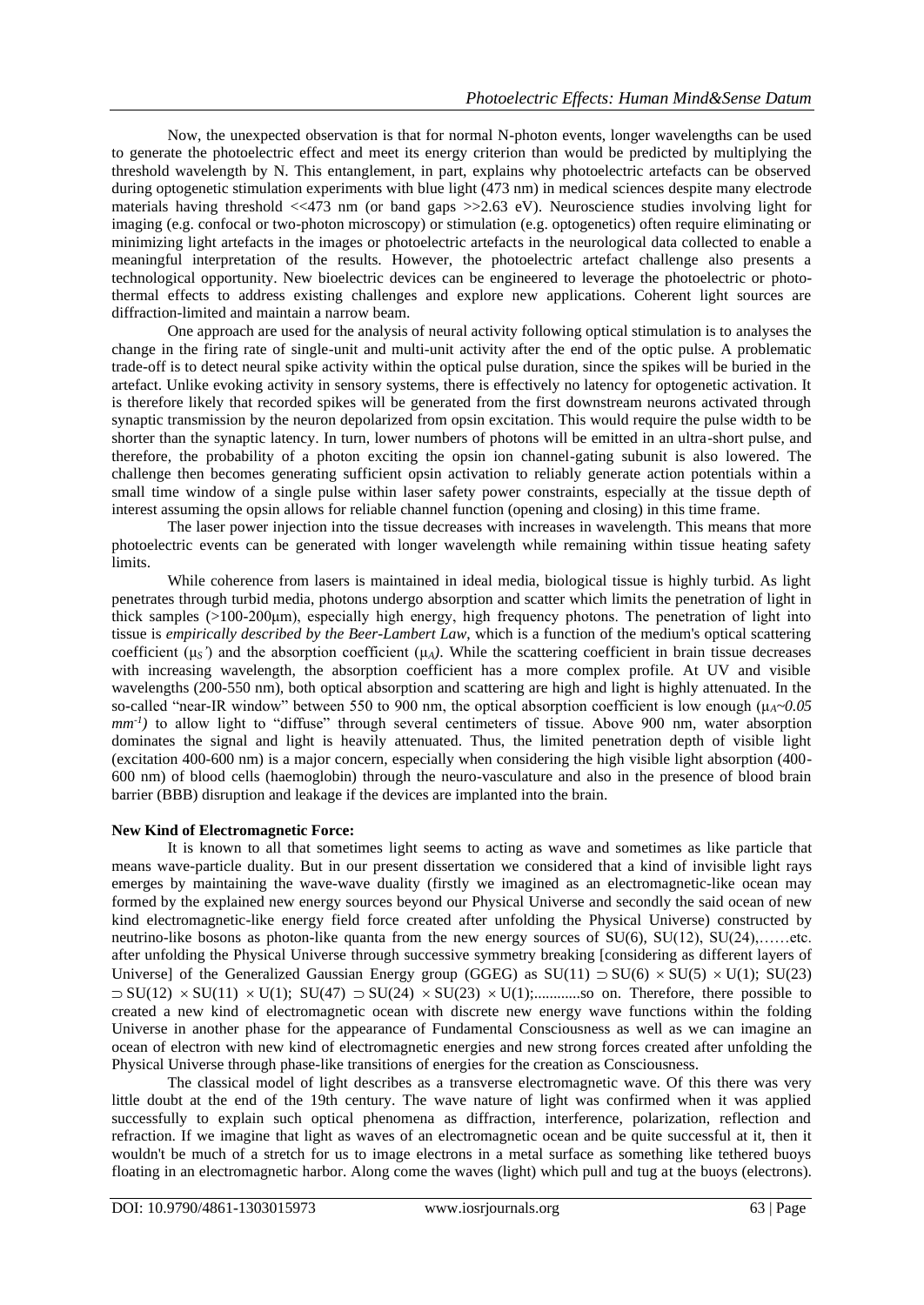Now, the unexpected observation is that for normal N-photon events, longer wavelengths can be used to generate the photoelectric effect and meet its energy criterion than would be predicted by multiplying the threshold wavelength by N. This entanglement, in part, explains why photoelectric artefacts can be observed during optogenetic stimulation experiments with blue light (473 nm) in medical sciences despite many electrode materials having threshold <<473 nm (or band gaps >>2.63 eV). Neuroscience studies involving light for imaging (e.g. confocal or two-photon microscopy) or stimulation (e.g. optogenetics) often require eliminating or minimizing light artefacts in the images or photoelectric artefacts in the neurological data collected to enable a meaningful interpretation of the results. However, the photoelectric artefact challenge also presents a technological opportunity. New bioelectric devices can be engineered to leverage the photoelectric or photo-thermal effects to address existing challenges and explore new applications. Coherent light sources are diffraction-limited and maintain a narrow beam.

One approach are used for the analysis of neural activity following optical stimulation is to analyses the change in the firing rate of single-unit and multi-unit activity after the end of the optic pulse. A problematic trade-off is to detect neural spike activity within the optical pulse duration, since the spikes will be buried in the artefact. Unlike evoking activity in sensory systems, there is effectively no latency for optogenetic activation. It is therefore likely that recorded spikes will be generated from the first downstream neurons activated through synaptic transmission by the neuron depolarized from opsin excitation. This would require the pulse width to be shorter than the synaptic latency. In turn, lower numbers of photons will be emitted in an ultra-short pulse, and therefore, the probability of a photon exciting the opsin ion channel-gating subunit is also lowered. The challenge then becomes generating sufficient opsin activation to reliably generate action potentials within a small time window of a single pulse within laser safety power constraints, especially at the tissue depth of interest assuming the opsin allows for reliable channel function (opening and closing) in this time frame.

The laser power injection into the tissue decreases with increases in wavelength. This means that more photoelectric events can be generated with longer wavelength while remaining within tissue heating safety limits.

While coherence from lasers is maintained in ideal media, biological tissue is highly turbid. As light penetrates through turbid media, photons undergo absorption and scatter which limits the penetration of light in thick samples (>100-200μm), especially high energy, high frequency photons. The penetration of light into tissue is *empirically described by the Beer-Lambert Law*, which is a function of the medium's optical scattering coefficient ($\mu_S'$) and the absorption coefficient ($\mu_A$). While the scattering coefficient in brain tissue decreases with increasing wavelength, the absorption coefficient has a more complex profile. At UV and visible wavelengths (200-550 nm), both optical absorption and scattering are high and light is highly attenuated. In the so-called "near-IR window" between 550 to 900 nm, the optical absorption coefficient is low enough ($\mu_A$*~0.05* $mm^{-1}$) to allow light to "diffuse" through several centimeters of tissue. Above 900 nm, water absorption dominates the signal and light is heavily attenuated. Thus, the limited penetration depth of visible light (excitation 400-600 nm) is a major concern, especially when considering the high visible light absorption (400-600 nm) of blood cells (haemoglobin) through the neuro-vasculature and also in the presence of blood brain barrier (BBB) disruption and leakage if the devices are implanted into the brain.

**New Kind of Electromagnetic Force:**

It is known to all that sometimes light seems to acting as wave and sometimes as like particle that means wave-particle duality. But in our present dissertation we considered that a kind of invisible light rays emerges by maintaining the wave-wave duality (firstly we imagined as an electromagnetic-like ocean may formed by the explained new energy sources beyond our Physical Universe and secondly the said ocean of new kind electromagnetic-like energy field force created after unfolding the Physical Universe) constructed by neutrino-like bosons as photon-like quanta from the new energy sources of SU(6), SU(12), SU(24),……etc. after unfolding the Physical Universe through successive symmetry breaking [considering as different layers of Universe] of the Generalized Gaussian Energy group (GGEG) as $SU(11) \supset SU(6) \times SU(5) \times U(1)$; $SU(23) \supset SU(12) \times SU(11) \times U(1)$; $SU(47) \supset SU(24) \times SU(23) \times U(1)$;............so on. Therefore, there possible to created a new kind of electromagnetic ocean with discrete new energy wave functions within the folding Universe in another phase for the appearance of Fundamental Consciousness as well as we can imagine an ocean of electron with new kind of electromagnetic energies and new strong forces created after unfolding the Physical Universe through phase-like transitions of energies for the creation as Consciousness.

The classical model of light describes as a transverse electromagnetic wave. Of this there was very little doubt at the end of the 19th century. The wave nature of light was confirmed when it was applied successfully to explain such optical phenomena as diffraction, interference, polarization, reflection and refraction. If we imagine that light as waves of an electromagnetic ocean and be quite successful at it, then it wouldn't be much of a stretch for us to image electrons in a metal surface as something like tethered buoys floating in an electromagnetic harbor. Along come the waves (light) which pull and tug at the buoys (electrons).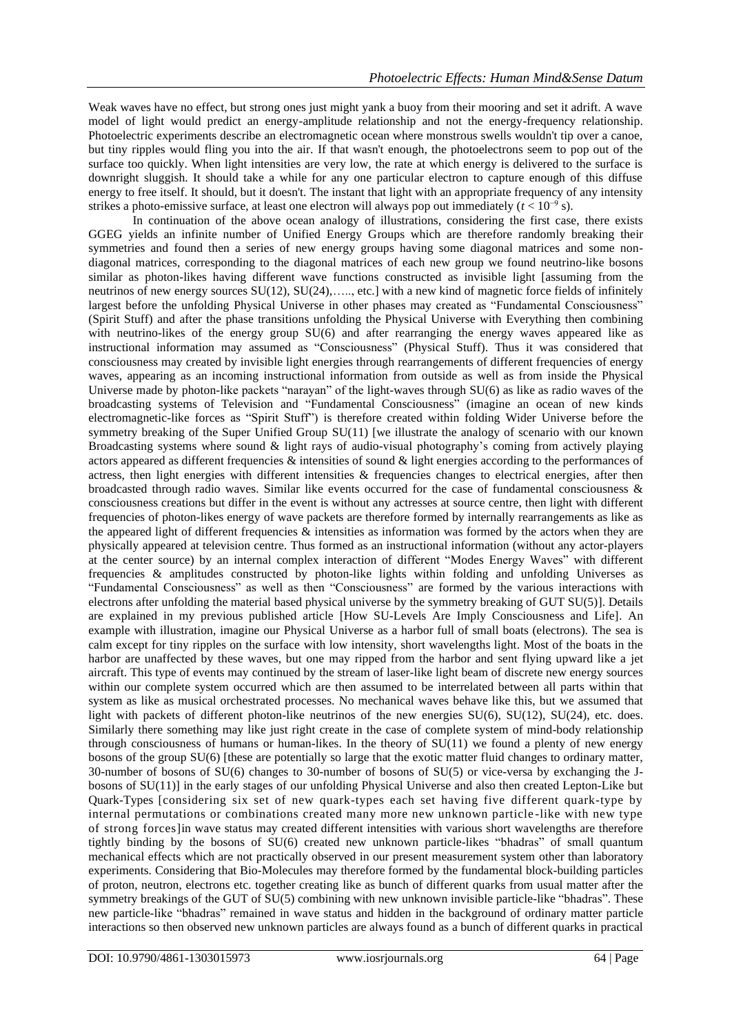Weak waves have no effect, but strong ones just might yank a buoy from their mooring and set it adrift. A wave model of light would predict an energy-amplitude relationship and not the energy-frequency relationship. Photoelectric experiments describe an electromagnetic ocean where monstrous swells wouldn't tip over a canoe, but tiny ripples would fling you into the air. If that wasn't enough, the photoelectrons seem to pop out of the surface too quickly. When light intensities are very low, the rate at which energy is delivered to the surface is downright sluggish. It should take a while for any one particular electron to capture enough of this diffuse energy to free itself. It should, but it doesn't. The instant that light with an appropriate frequency of any intensity strikes a photo-emissive surface, at least one electron will always pop out immediately ($t < 10^{-9}$ s).

In continuation of the above ocean analogy of illustrations, considering the first case, there exists GGEG yields an infinite number of Unified Energy Groups which are therefore randomly breaking their symmetries and found then a series of new energy groups having some diagonal matrices and some non-diagonal matrices, corresponding to the diagonal matrices of each new group we found neutrino-like bosons similar as photon-likes having different wave functions constructed as invisible light [assuming from the neutrinos of new energy sources SU(12), SU(24),….., etc.] with a new kind of magnetic force fields of infinitely largest before the unfolding Physical Universe in other phases may created as "Fundamental Consciousness" (Spirit Stuff) and after the phase transitions unfolding the Physical Universe with Everything then combining with neutrino-likes of the energy group SU(6) and after rearranging the energy waves appeared like as instructional information may assumed as "Consciousness" (Physical Stuff). Thus it was considered that consciousness may created by invisible light energies through rearrangements of different frequencies of energy waves, appearing as an incoming instructional information from outside as well as from inside the Physical Universe made by photon-like packets "narayan" of the light-waves through SU(6) as like as radio waves of the broadcasting systems of Television and "Fundamental Consciousness" (imagine an ocean of new kinds electromagnetic-like forces as "Spirit Stuff") is therefore created within folding Wider Universe before the symmetry breaking of the Super Unified Group SU(11) [we illustrate the analogy of scenario with our known Broadcasting systems where sound & light rays of audio-visual photography's coming from actively playing actors appeared as different frequencies & intensities of sound & light energies according to the performances of actress, then light energies with different intensities & frequencies changes to electrical energies, after then broadcasted through radio waves. Similar like events occurred for the case of fundamental consciousness & consciousness creations but differ in the event is without any actresses at source centre, then light with different frequencies of photon-likes energy of wave packets are therefore formed by internally rearrangements as like as the appeared light of different frequencies & intensities as information was formed by the actors when they are physically appeared at television centre. Thus formed as an instructional information (without any actor-players at the center source) by an internal complex interaction of different "Modes Energy Waves" with different frequencies & amplitudes constructed by photon-like lights within folding and unfolding Universes as "Fundamental Consciousness" as well as then "Consciousness" are formed by the various interactions with electrons after unfolding the material based physical universe by the symmetry breaking of GUT SU(5)]. Details are explained in my previous published article [How SU-Levels Are Imply Consciousness and Life]. An example with illustration, imagine our Physical Universe as a harbor full of small boats (electrons). The sea is calm except for tiny ripples on the surface with low intensity, short wavelengths light. Most of the boats in the harbor are unaffected by these waves, but one may ripped from the harbor and sent flying upward like a jet aircraft. This type of events may continued by the stream of laser-like light beam of discrete new energy sources within our complete system occurred which are then assumed to be interrelated between all parts within that system as like as musical orchestrated processes. No mechanical waves behave like this, but we assumed that light with packets of different photon-like neutrinos of the new energies SU(6), SU(12), SU(24), etc. does. Similarly there something may like just right create in the case of complete system of mind-body relationship through consciousness of humans or human-likes. In the theory of SU(11) we found a plenty of new energy bosons of the group SU(6) [these are potentially so large that the exotic matter fluid changes to ordinary matter, 30-number of bosons of SU(6) changes to 30-number of bosons of SU(5) or vice-versa by exchanging the J-bosons of SU(11)] in the early stages of our unfolding Physical Universe and also then created Lepton-Like but Quark-Types [considering six set of new quark-types each set having five different quark-type by internal permutations or combinations created many more new unknown particle-like with new type of strong forces]in wave status may created different intensities with various short wavelengths are therefore tightly binding by the bosons of SU(6) created new unknown particle-likes "bhadras" of small quantum mechanical effects which are not practically observed in our present measurement system other than laboratory experiments. Considering that Bio-Molecules may therefore formed by the fundamental block-building particles of proton, neutron, electrons etc. together creating like as bunch of different quarks from usual matter after the symmetry breakings of the GUT of SU(5) combining with new unknown invisible particle-like "bhadras". These new particle-like "bhadras" remained in wave status and hidden in the background of ordinary matter particle interactions so then observed new unknown particles are always found as a bunch of different quarks in practical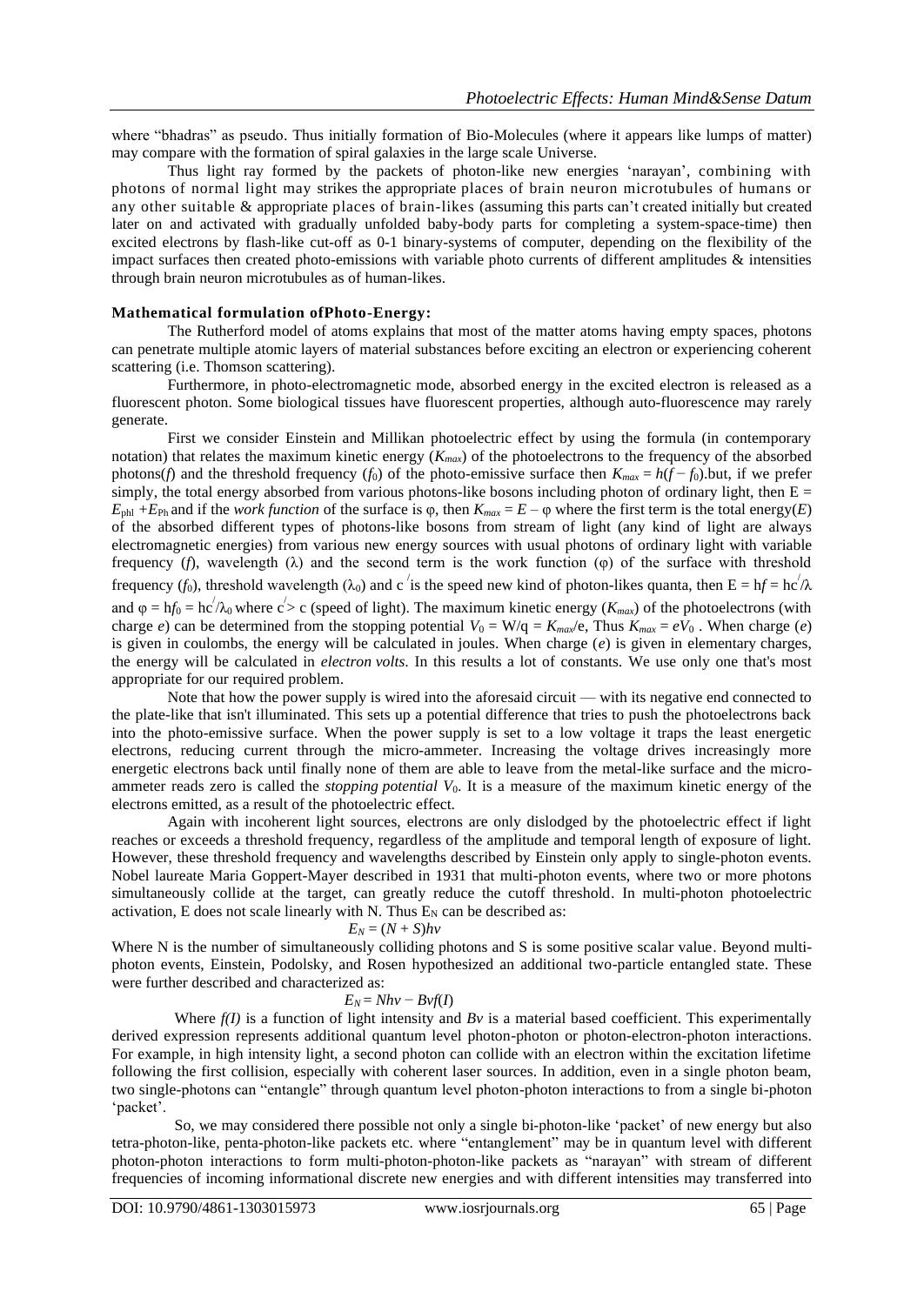where "bhadras" as pseudo. Thus initially formation of Bio-Molecules (where it appears like lumps of matter) may compare with the formation of spiral galaxies in the large scale Universe.

Thus light ray formed by the packets of photon-like new energies 'narayan', combining with photons of normal light may strikes the appropriate places of brain neuron microtubules of humans or any other suitable & appropriate places of brain-likes (assuming this parts can't created initially but created later on and activated with gradually unfolded baby-body parts for completing a system-space-time) then excited electrons by flash-like cut-off as 0-1 binary-systems of computer, depending on the flexibility of the impact surfaces then created photo-emissions with variable photo currents of different amplitudes & intensities through brain neuron microtubules as of human-likes.

**Mathematical formulation ofPhoto-Energy:**

The Rutherford model of atoms explains that most of the matter atoms having empty spaces, photons can penetrate multiple atomic layers of material substances before exciting an electron or experiencing coherent scattering (i.e. Thomson scattering).

Furthermore, in photo-electromagnetic mode, absorbed energy in the excited electron is released as a fluorescent photon. Some biological tissues have fluorescent properties, although auto-fluorescence may rarely generate.

First we consider Einstein and Millikan photoelectric effect by using the formula (in contemporary notation) that relates the maximum kinetic energy ($K_{max}$) of the photoelectrons to the frequency of the absorbed photons($f$) and the threshold frequency ($f_0$) of the photo-emissive surface then $K_{max} = h(f - f_0)$.but, if we prefer simply, the total energy absorbed from various photons-like bosons including photon of ordinary light, then $E = E_{phl} + E_{Ph}$ and if the *work function* of the surface is φ, then $K_{max} = E - \varphi$ where the first term is the total energy($E$) of the absorbed different types of photons-like bosons from stream of light (any kind of light are always electromagnetic energies) from various new energy sources with usual photons of ordinary light with variable frequency ($f$), wavelength (λ) and the second term is the work function (φ) of the surface with threshold frequency ($f_0$), threshold wavelength ($\lambda_0$) and $c^{/}$ is the speed new kind of photon-likes quanta, then $E = hf = hc^{/}/\lambda$ and $\varphi = hf_0 = hc^{/}/\lambda_0$ where $c^{/} > c$ (speed of light). The maximum kinetic energy ($K_{max}$) of the photoelectrons (with charge $e$) can be determined from the stopping potential $V_0 = W/q = K_{max}/e$, Thus $K_{max} = eV_0$ . When charge ($e$) is given in coulombs, the energy will be calculated in joules. When charge ($e$) is given in elementary charges, the energy will be calculated in *electron volts.* In this results a lot of constants. We use only one that's most appropriate for our required problem.

Note that how the power supply is wired into the aforesaid circuit — with its negative end connected to the plate-like that isn't illuminated. This sets up a potential difference that tries to push the photoelectrons back into the photo-emissive surface. When the power supply is set to a low voltage it traps the least energetic electrons, reducing current through the micro-ammeter. Increasing the voltage drives increasingly more energetic electrons back until finally none of them are able to leave from the metal-like surface and the micro-ammeter reads zero is called the *stopping potential* $V_0$. It is a measure of the maximum kinetic energy of the electrons emitted, as a result of the photoelectric effect.

Again with incoherent light sources, electrons are only dislodged by the photoelectric effect if light reaches or exceeds a threshold frequency, regardless of the amplitude and temporal length of exposure of light. However, these threshold frequency and wavelengths described by Einstein only apply to single-photon events. Nobel laureate Maria Goppert-Mayer described in 1931 that multi-photon events, where two or more photons simultaneously collide at the target, can greatly reduce the cutoff threshold. In multi-photon photoelectric activation, E does not scale linearly with N. Thus $E_N$ can be described as:

$$E_N = (N + S)hv$$

Where N is the number of simultaneously colliding photons and S is some positive scalar value. Beyond multi-photon events, Einstein, Podolsky, and Rosen hypothesized an additional two-particle entangled state. These were further described and characterized as:

$$E_N = Nhv - Bvf(I)$$

Where $f(I)$ is a function of light intensity and $Bv$ is a material based coefficient. This experimentally derived expression represents additional quantum level photon-photon or photon-electron-photon interactions. For example, in high intensity light, a second photon can collide with an electron within the excitation lifetime following the first collision, especially with coherent laser sources. In addition, even in a single photon beam, two single-photons can "entangle" through quantum level photon-photon interactions to from a single bi-photon 'packet'.

So, we may considered there possible not only a single bi-photon-like 'packet' of new energy but also tetra-photon-like, penta-photon-like packets etc. where "entanglement" may be in quantum level with different photon-photon interactions to form multi-photon-photon-like packets as "narayan" with stream of different frequencies of incoming informational discrete new energies and with different intensities may transferred into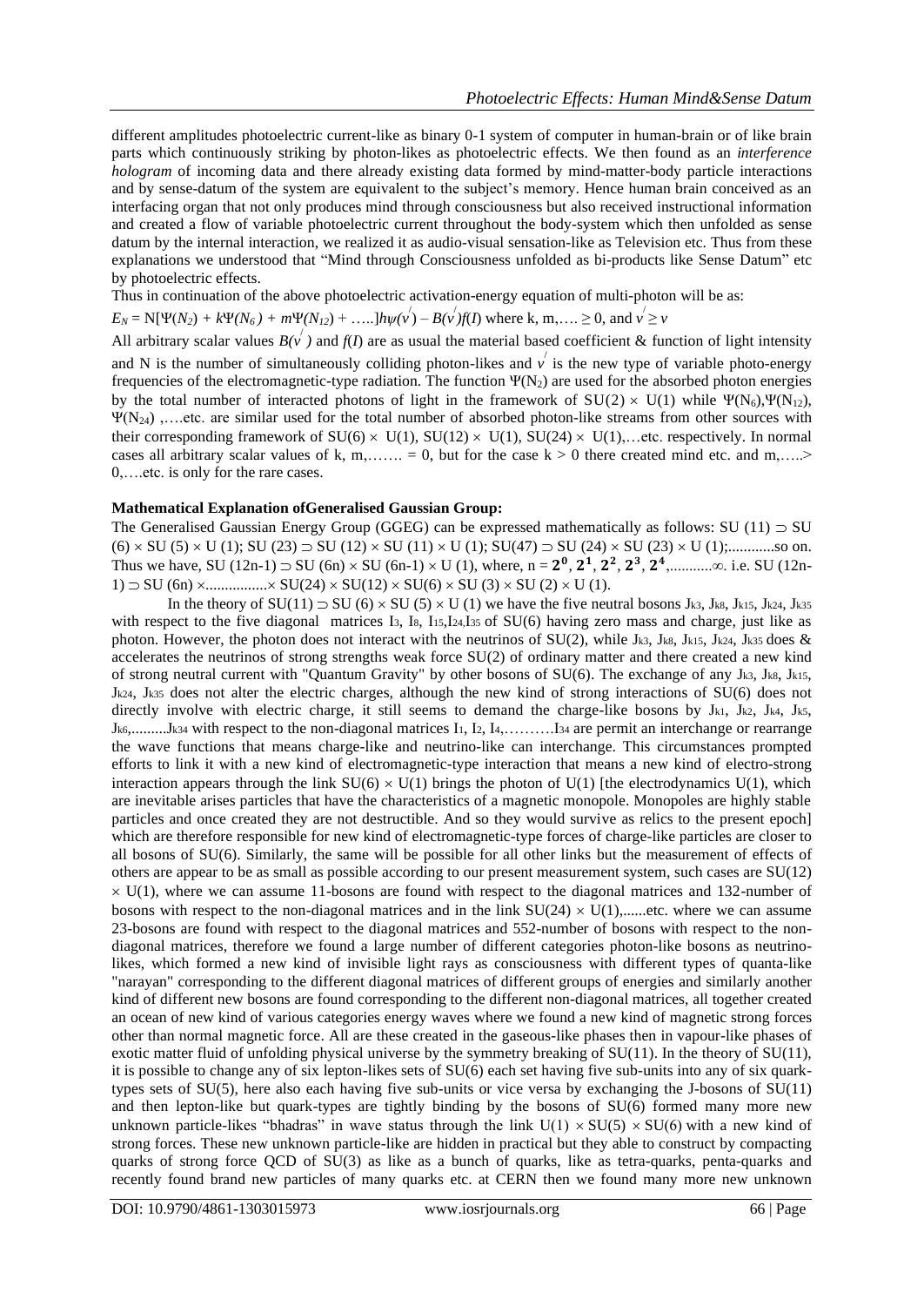different amplitudes photoelectric current-like as binary 0-1 system of computer in human-brain or of like brain parts which continuously striking by photon-likes as photoelectric effects. We then found as an *interference hologram* of incoming data and there already existing data formed by mind-matter-body particle interactions and by sense-datum of the system are equivalent to the subject's memory. Hence human brain conceived as an interfacing organ that not only produces mind through consciousness but also received instructional information and created a flow of variable photoelectric current throughout the body-system which then unfolded as sense datum by the internal interaction, we realized it as audio-visual sensation-like as Television etc. Thus from these explanations we understood that "Mind through Consciousness unfolded as bi-products like Sense Datum" etc by photoelectric effects.

Thus in continuation of the above photoelectric activation-energy equation of multi-photon will be as:

$E_N = N[\Psi(N_2) + k\Psi(N_6) + m\Psi(N_{12}) + \ldots..]h\psi(v^{/}) - B(v^{/})f(I)$ where k, m,…. ≥ 0, and $v^{/} \geq v$

All arbitrary scalar values $B(v^{/})$ and $f(I)$ are as usual the material based coefficient & function of light intensity and N is the number of simultaneously colliding photon-likes and $v^{/}$ is the new type of variable photo-energy frequencies of the electromagnetic-type radiation. The function $\Psi(N_2)$ are used for the absorbed photon energies by the total number of interacted photons of light in the framework of $SU(2) \times U(1)$ while $\Psi(N_6)$,$\Psi(N_{12})$, $\Psi(N_{24})$ ,….etc. are similar used for the total number of absorbed photon-like streams from other sources with their corresponding framework of $SU(6) \times U(1)$, $SU(12) \times U(1)$, $SU(24) \times U(1)$,…etc. respectively. In normal cases all arbitrary scalar values of k, m,……. = 0, but for the case k > 0 there created mind etc. and m,…..> 0,….etc. is only for the rare cases.

**Mathematical Explanation ofGeneralised Gaussian Group:**

The Generalised Gaussian Energy Group (GGEG) can be expressed mathematically as follows: $SU(11) \supset SU(6) \times SU(5) \times U(1)$; $SU(23) \supset SU(12) \times SU(11) \times U(1)$; $SU(47) \supset SU(24) \times SU(23) \times U(1)$;............so on. Thus we have, $SU(12n\text{-}1) \supset SU(6n) \times SU(6n\text{-}1) \times U(1)$, where, $n = 2^0, 2^1, 2^2, 2^3, 2^4$,...........∞. i.e. $SU(12n\text{-}1) \supset SU(6n) \times \ldots\ldots\ldots\ldots\ldots \times SU(24) \times SU(12) \times SU(6) \times SU(3) \times SU(2) \times U(1)$.

In the theory of $SU(11) \supset SU(6) \times SU(5) \times U(1)$ we have the five neutral bosons $J_{k3}$, $J_{k8}$, $J_{k15}$, $J_{k24}$, $J_{k35}$ with respect to the five diagonal matrices $I_3$, $I_8$, $I_{15}$,$I_{24}$,$I_{35}$ of SU(6) having zero mass and charge, just like as photon. However, the photon does not interact with the neutrinos of SU(2), while $J_{k3}$, $J_{k8}$, $J_{k15}$, $J_{k24}$, $J_{k35}$ does & accelerates the neutrinos of strong strengths weak force SU(2) of ordinary matter and there created a new kind of strong neutral current with "Quantum Gravity" by other bosons of SU(6). The exchange of any $J_{k3}$, $J_{k8}$, $J_{k15}$, $J_{k24}$, $J_{k35}$ does not alter the electric charges, although the new kind of strong interactions of SU(6) does not directly involve with electric charge, it still seems to demand the charge-like bosons by $J_{k1}$, $J_{k2}$, $J_{k4}$, $J_{k5}$, $J_{k6}$,.........$J_{k34}$ with respect to the non-diagonal matrices $I_1$, $I_2$, $I_4$,……….$I_{34}$ are permit an interchange or rearrange the wave functions that means charge-like and neutrino-like can interchange. This circumstances prompted efforts to link it with a new kind of electromagnetic-type interaction that means a new kind of electro-strong interaction appears through the link $SU(6) \times U(1)$ brings the photon of U(1) [the electrodynamics U(1), which are inevitable arises particles that have the characteristics of a magnetic monopole. Monopoles are highly stable particles and once created they are not destructible. And so they would survive as relics to the present epoch] which are therefore responsible for new kind of electromagnetic-type forces of charge-like particles are closer to all bosons of SU(6). Similarly, the same will be possible for all other links but the measurement of effects of others are appear to be as small as possible according to our present measurement system, such cases are $SU(12) \times U(1)$, where we can assume 11-bosons are found with respect to the diagonal matrices and 132-number of bosons with respect to the non-diagonal matrices and in the link $SU(24) \times U(1)$,......etc. where we can assume 23-bosons are found with respect to the diagonal matrices and 552-number of bosons with respect to the non-diagonal matrices, therefore we found a large number of different categories photon-like bosons as neutrino-likes, which formed a new kind of invisible light rays as consciousness with different types of quanta-like "narayan" corresponding to the different diagonal matrices of different groups of energies and similarly another kind of different new bosons are found corresponding to the different non-diagonal matrices, all together created an ocean of new kind of various categories energy waves where we found a new kind of magnetic strong forces other than normal magnetic force. All are these created in the gaseous-like phases then in vapour-like phases of exotic matter fluid of unfolding physical universe by the symmetry breaking of SU(11). In the theory of SU(11), it is possible to change any of six lepton-likes sets of SU(6) each set having five sub-units into any of six quark-types sets of SU(5), here also each having five sub-units or vice versa by exchanging the J-bosons of SU(11) and then lepton-like but quark-types are tightly binding by the bosons of SU(6) formed many more new unknown particle-likes "bhadras" in wave status through the link $U(1) \times SU(5) \times SU(6)$ with a new kind of strong forces. These new unknown particle-like are hidden in practical but they able to construct by compacting quarks of strong force QCD of SU(3) as like as a bunch of quarks, like as tetra-quarks, penta-quarks and recently found brand new particles of many quarks etc. at CERN then we found many more new unknown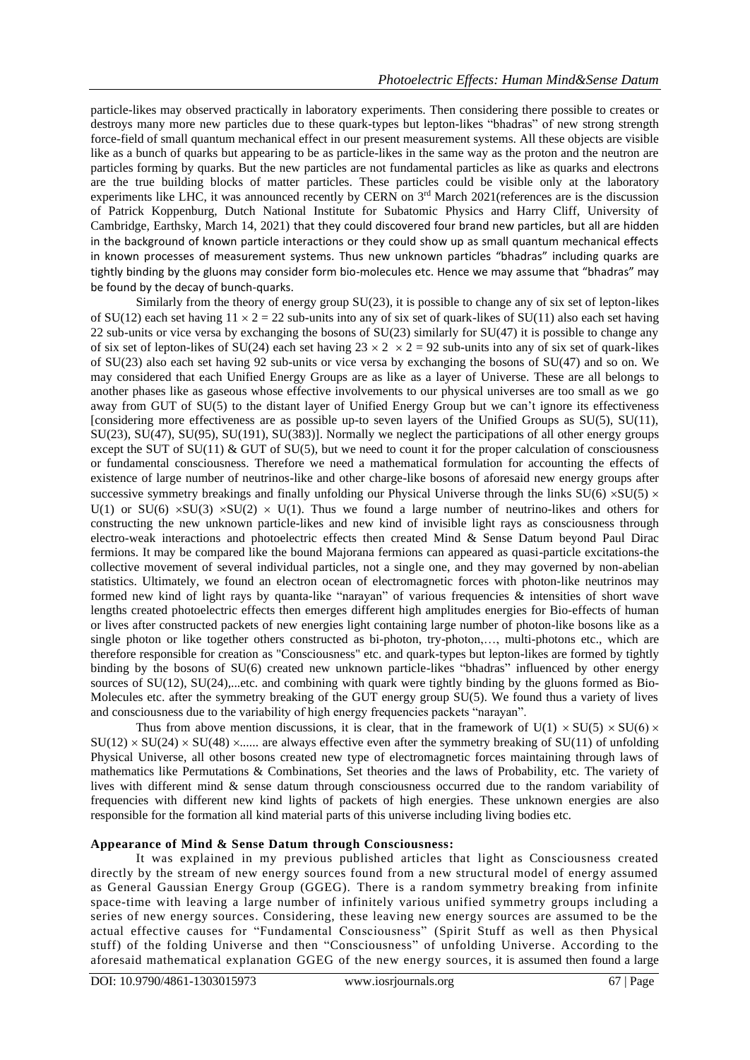particle-likes may observed practically in laboratory experiments. Then considering there possible to creates or destroys many more new particles due to these quark-types but lepton-likes "bhadras" of new strong strength force-field of small quantum mechanical effect in our present measurement systems. All these objects are visible like as a bunch of quarks but appearing to be as particle-likes in the same way as the proton and the neutron are particles forming by quarks. But the new particles are not fundamental particles as like as quarks and electrons are the true building blocks of matter particles. These particles could be visible only at the laboratory experiments like LHC, it was announced recently by CERN on 3rd March 2021(references are is the discussion of Patrick Koppenburg, Dutch National Institute for Subatomic Physics and Harry Cliff, University of Cambridge, Earthsky, March 14, 2021) that they could discovered four brand new particles, but all are hidden in the background of known particle interactions or they could show up as small quantum mechanical effects in known processes of measurement systems. Thus new unknown particles "bhadras" including quarks are tightly binding by the gluons may consider form bio-molecules etc. Hence we may assume that "bhadras" may be found by the decay of bunch-quarks.

Similarly from the theory of energy group SU(23), it is possible to change any of six set of lepton-likes of SU(12) each set having $11 \times 2 = 22$ sub-units into any of six set of quark-likes of SU(11) also each set having 22 sub-units or vice versa by exchanging the bosons of SU(23) similarly for SU(47) it is possible to change any of six set of lepton-likes of SU(24) each set having $23 \times 2 \times 2 = 92$ sub-units into any of six set of quark-likes of SU(23) also each set having 92 sub-units or vice versa by exchanging the bosons of SU(47) and so on. We may considered that each Unified Energy Groups are as like as a layer of Universe. These are all belongs to another phases like as gaseous whose effective involvements to our physical universes are too small as we go away from GUT of SU(5) to the distant layer of Unified Energy Group but we can't ignore its effectiveness [considering more effectiveness are as possible up-to seven layers of the Unified Groups as SU(5), SU(11), SU(23), SU(47), SU(95), SU(191), SU(383)]. Normally we neglect the participations of all other energy groups except the SUT of SU(11) & GUT of SU(5), but we need to count it for the proper calculation of consciousness or fundamental consciousness. Therefore we need a mathematical formulation for accounting the effects of existence of large number of neutrinos-like and other charge-like bosons of aforesaid new energy groups after successive symmetry breakings and finally unfolding our Physical Universe through the links $SU(6) \times SU(5) \times U(1)$ or $SU(6) \times SU(3) \times SU(2) \times U(1)$. Thus we found a large number of neutrino-likes and others for constructing the new unknown particle-likes and new kind of invisible light rays as consciousness through electro-weak interactions and photoelectric effects then created Mind & Sense Datum beyond Paul Dirac fermions. It may be compared like the bound Majorana fermions can appeared as quasi-particle excitations-the collective movement of several individual particles, not a single one, and they may governed by non-abelian statistics. Ultimately, we found an electron ocean of electromagnetic forces with photon-like neutrinos may formed new kind of light rays by quanta-like "narayan" of various frequencies & intensities of short wave lengths created photoelectric effects then emerges different high amplitudes energies for Bio-effects of human or lives after constructed packets of new energies light containing large number of photon-like bosons like as a single photon or like together others constructed as bi-photon, try-photon,…, multi-photons etc., which are therefore responsible for creation as "Consciousness" etc. and quark-types but lepton-likes are formed by tightly binding by the bosons of SU(6) created new unknown particle-likes "bhadras" influenced by other energy sources of SU(12), SU(24),...etc. and combining with quark were tightly binding by the gluons formed as Bio-Molecules etc. after the symmetry breaking of the GUT energy group SU(5). We found thus a variety of lives and consciousness due to the variability of high energy frequencies packets "narayan".

Thus from above mention discussions, it is clear, that in the framework of $U(1) \times SU(5) \times SU(6) \times SU(12) \times SU(24) \times SU(48) \times$...... are always effective even after the symmetry breaking of SU(11) of unfolding Physical Universe, all other bosons created new type of electromagnetic forces maintaining through laws of mathematics like Permutations & Combinations, Set theories and the laws of Probability, etc. The variety of lives with different mind & sense datum through consciousness occurred due to the random variability of frequencies with different new kind lights of packets of high energies. These unknown energies are also responsible for the formation all kind material parts of this universe including living bodies etc.

**Appearance of Mind & Sense Datum through Consciousness:**

It was explained in my previous published articles that light as Consciousness created directly by the stream of new energy sources found from a new structural model of energy assumed as General Gaussian Energy Group (GGEG). There is a random symmetry breaking from infinite space-time with leaving a large number of infinitely various unified symmetry groups including a series of new energy sources. Considering, these leaving new energy sources are assumed to be the actual effective causes for "Fundamental Consciousness" (Spirit Stuff as well as then Physical stuff) of the folding Universe and then "Consciousness" of unfolding Universe. According to the aforesaid mathematical explanation GGEG of the new energy sources, it is assumed then found a large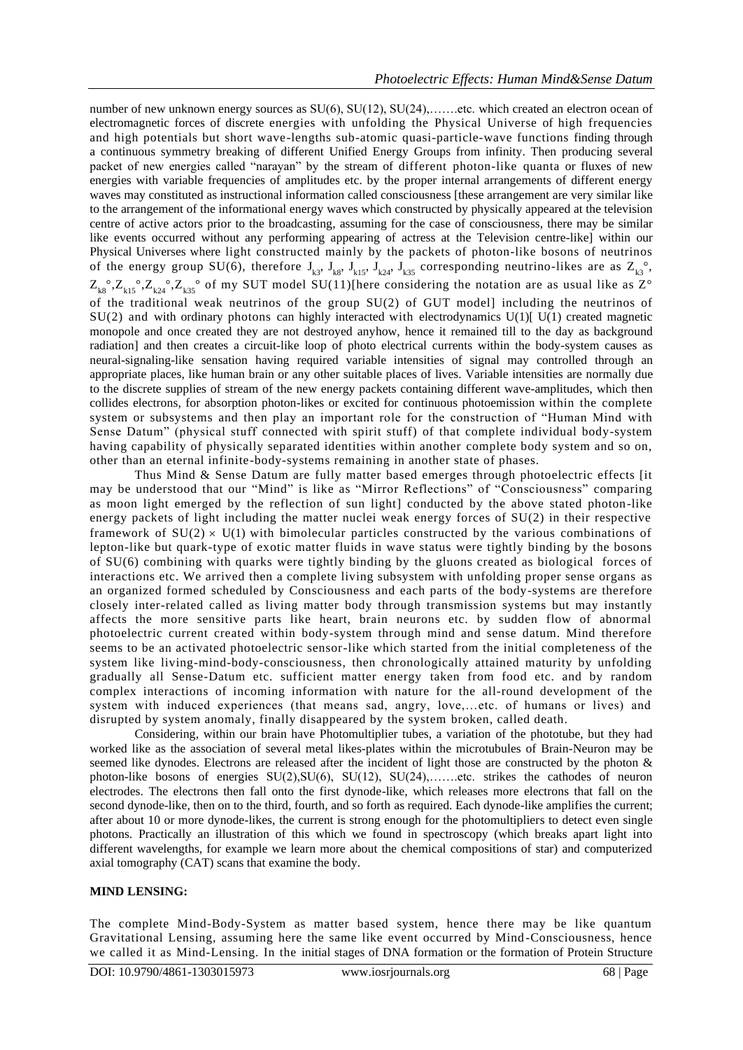number of new unknown energy sources as SU(6), SU(12), SU(24),…….etc. which created an electron ocean of electromagnetic forces of discrete energies with unfolding the Physical Universe of high frequencies and high potentials but short wave-lengths sub-atomic quasi-particle-wave functions finding through a continuous symmetry breaking of different Unified Energy Groups from infinity. Then producing several packet of new energies called "narayan" by the stream of different photon-like quanta or fluxes of new energies with variable frequencies of amplitudes etc. by the proper internal arrangements of different energy waves may constituted as instructional information called consciousness [these arrangement are very similar like to the arrangement of the informational energy waves which constructed by physically appeared at the television centre of active actors prior to the broadcasting, assuming for the case of consciousness, there may be similar like events occurred without any performing appearing of actress at the Television centre-like] within our Physical Universes where light constructed mainly by the packets of photon-like bosons of neutrinos of the energy group SU(6), therefore $J_{k3}$, $J_{k8}$, $J_{k15}$, $J_{k24}$, $J_{k35}$ corresponding neutrino-likes are as $Z_{k3}°$, $Z_{k8}°$,$Z_{k15}°$,$Z_{k24}°$,$Z_{k35}°$ of my SUT model SU(11)[here considering the notation are as usual like as $Z°$ of the traditional weak neutrinos of the group SU(2) of GUT model] including the neutrinos of SU(2) and with ordinary photons can highly interacted with electrodynamics U(1)[ U(1) created magnetic monopole and once created they are not destroyed anyhow, hence it remained till to the day as background radiation] and then creates a circuit-like loop of photo electrical currents within the body-system causes as neural-signaling-like sensation having required variable intensities of signal may controlled through an appropriate places, like human brain or any other suitable places of lives. Variable intensities are normally due to the discrete supplies of stream of the new energy packets containing different wave-amplitudes, which then collides electrons, for absorption photon-likes or excited for continuous photoemission within the complete system or subsystems and then play an important role for the construction of "Human Mind with Sense Datum" (physical stuff connected with spirit stuff) of that complete individual body-system having capability of physically separated identities within another complete body system and so on, other than an eternal infinite-body-systems remaining in another state of phases.

Thus Mind & Sense Datum are fully matter based emerges through photoelectric effects [it may be understood that our "Mind" is like as "Mirror Reflections" of "Consciousness" comparing as moon light emerged by the reflection of sun light] conducted by the above stated photon-like energy packets of light including the matter nuclei weak energy forces of SU(2) in their respective framework of $SU(2) \times U(1)$ with bimolecular particles constructed by the various combinations of lepton-like but quark-type of exotic matter fluids in wave status were tightly binding by the bosons of SU(6) combining with quarks were tightly binding by the gluons created as biological forces of interactions etc. We arrived then a complete living subsystem with unfolding proper sense organs as an organized formed scheduled by Consciousness and each parts of the body-systems are therefore closely inter-related called as living matter body through transmission systems but may instantly affects the more sensitive parts like heart, brain neurons etc. by sudden flow of abnormal photoelectric current created within body-system through mind and sense datum. Mind therefore seems to be an activated photoelectric sensor-like which started from the initial completeness of the system like living-mind-body-consciousness, then chronologically attained maturity by unfolding gradually all Sense-Datum etc. sufficient matter energy taken from food etc. and by random complex interactions of incoming information with nature for the all-round development of the system with induced experiences (that means sad, angry, love,…etc. of humans or lives) and disrupted by system anomaly, finally disappeared by the system broken, called death.

Considering, within our brain have Photomultiplier tubes, a variation of the phototube, but they had worked like as the association of several metal likes-plates within the microtubules of Brain-Neuron may be seemed like dynodes. Electrons are released after the incident of light those are constructed by the photon & photon-like bosons of energies SU(2),SU(6), SU(12), SU(24),…….etc. strikes the cathodes of neuron electrodes. The electrons then fall onto the first dynode-like, which releases more electrons that fall on the second dynode-like, then on to the third, fourth, and so forth as required. Each dynode-like amplifies the current; after about 10 or more dynode-likes, the current is strong enough for the photomultipliers to detect even single photons. Practically an illustration of this which we found in spectroscopy (which breaks apart light into different wavelengths, for example we learn more about the chemical compositions of star) and computerized axial tomography (CAT) scans that examine the body.

**MIND LENSING:**

The complete Mind-Body-System as matter based system, hence there may be like quantum Gravitational Lensing, assuming here the same like event occurred by Mind-Consciousness, hence we called it as Mind-Lensing. In the initial stages of DNA formation or the formation of Protein Structure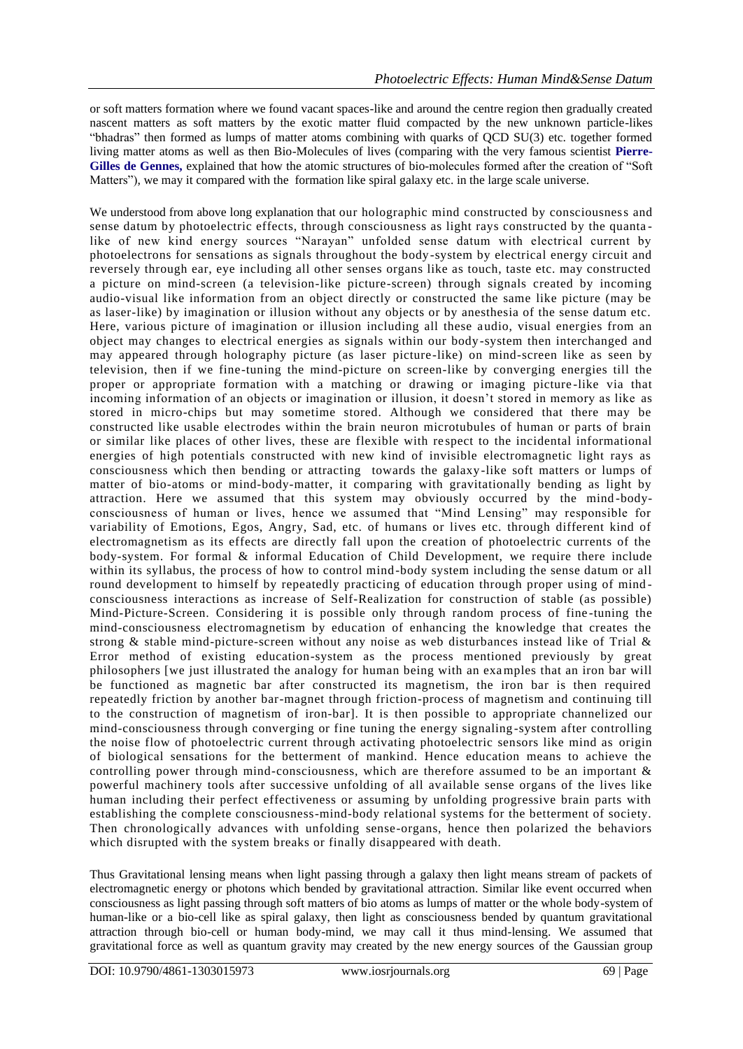or soft matters formation where we found vacant spaces-like and around the centre region then gradually created nascent matters as soft matters by the exotic matter fluid compacted by the new unknown particle-likes "bhadras" then formed as lumps of matter atoms combining with quarks of QCD SU(3) etc. together formed living matter atoms as well as then Bio-Molecules of lives (comparing with the very famous scientist **Pierre-Gilles de Gennes,** explained that how the atomic structures of bio-molecules formed after the creation of "Soft Matters"), we may it compared with the formation like spiral galaxy etc. in the large scale universe.

We understood from above long explanation that our holographic mind constructed by consciousness and sense datum by photoelectric effects, through consciousness as light rays constructed by the quanta-like of new kind energy sources "Narayan" unfolded sense datum with electrical current by photoelectrons for sensations as signals throughout the body-system by electrical energy circuit and reversely through ear, eye including all other senses organs like as touch, taste etc. may constructed a picture on mind-screen (a television-like picture-screen) through signals created by incoming audio-visual like information from an object directly or constructed the same like picture (may be as laser-like) by imagination or illusion without any objects or by anesthesia of the sense datum etc. Here, various picture of imagination or illusion including all these audio, visual energies from an object may changes to electrical energies as signals within our body-system then interchanged and may appeared through holography picture (as laser picture-like) on mind-screen like as seen by television, then if we fine-tuning the mind-picture on screen-like by converging energies till the proper or appropriate formation with a matching or drawing or imaging picture-like via that incoming information of an objects or imagination or illusion, it doesn't stored in memory as like as stored in micro-chips but may sometime stored. Although we considered that there may be constructed like usable electrodes within the brain neuron microtubules of human or parts of brain or similar like places of other lives, these are flexible with respect to the incidental informational energies of high potentials constructed with new kind of invisible electromagnetic light rays as consciousness which then bending or attracting towards the galaxy-like soft matters or lumps of matter of bio-atoms or mind-body-matter, it comparing with gravitationally bending as light by attraction. Here we assumed that this system may obviously occurred by the mind-body-consciousness of human or lives, hence we assumed that "Mind Lensing" may responsible for variability of Emotions, Egos, Angry, Sad, etc. of humans or lives etc. through different kind of electromagnetism as its effects are directly fall upon the creation of photoelectric currents of the body-system. For formal & informal Education of Child Development, we require there include within its syllabus, the process of how to control mind-body system including the sense datum or all round development to himself by repeatedly practicing of education through proper using of mind-consciousness interactions as increase of Self-Realization for construction of stable (as possible) Mind-Picture-Screen. Considering it is possible only through random process of fine-tuning the mind-consciousness electromagnetism by education of enhancing the knowledge that creates the strong & stable mind-picture-screen without any noise as web disturbances instead like of Trial & Error method of existing education-system as the process mentioned previously by great philosophers [we just illustrated the analogy for human being with an examples that an iron bar will be functioned as magnetic bar after constructed its magnetism, the iron bar is then required repeatedly friction by another bar-magnet through friction-process of magnetism and continuing till to the construction of magnetism of iron-bar]. It is then possible to appropriate channelized our mind-consciousness through converging or fine tuning the energy signaling-system after controlling the noise flow of photoelectric current through activating photoelectric sensors like mind as origin of biological sensations for the betterment of mankind. Hence education means to achieve the controlling power through mind-consciousness, which are therefore assumed to be an important & powerful machinery tools after successive unfolding of all available sense organs of the lives like human including their perfect effectiveness or assuming by unfolding progressive brain parts with establishing the complete consciousness-mind-body relational systems for the betterment of society. Then chronologically advances with unfolding sense-organs, hence then polarized the behaviors which disrupted with the system breaks or finally disappeared with death.

Thus Gravitational lensing means when light passing through a galaxy then light means stream of packets of electromagnetic energy or photons which bended by gravitational attraction. Similar like event occurred when consciousness as light passing through soft matters of bio atoms as lumps of matter or the whole body-system of human-like or a bio-cell like as spiral galaxy, then light as consciousness bended by quantum gravitational attraction through bio-cell or human body-mind, we may call it thus mind-lensing. We assumed that gravitational force as well as quantum gravity may created by the new energy sources of the Gaussian group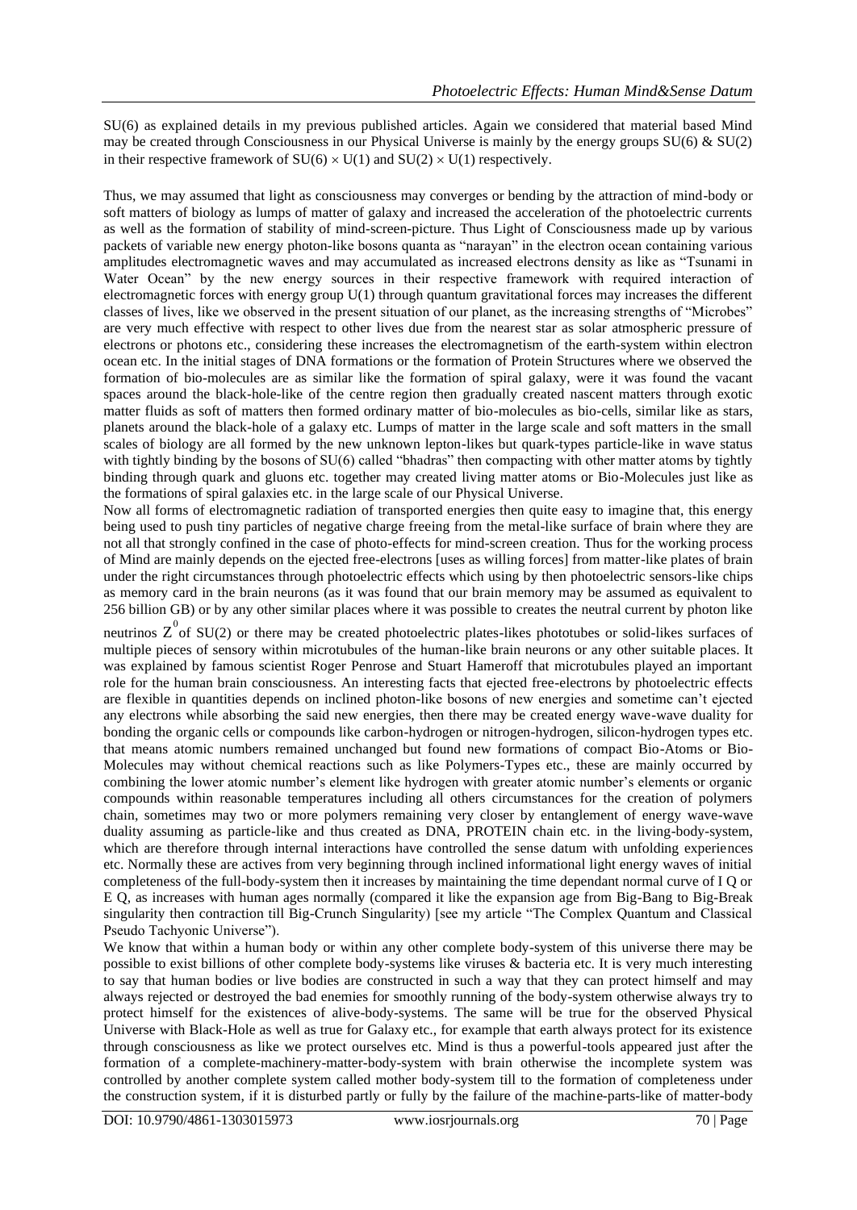SU(6) as explained details in my previous published articles. Again we considered that material based Mind may be created through Consciousness in our Physical Universe is mainly by the energy groups SU(6) & SU(2) in their respective framework of $SU(6) \times U(1)$ and $SU(2) \times U(1)$ respectively.

Thus, we may assumed that light as consciousness may converges or bending by the attraction of mind-body or soft matters of biology as lumps of matter of galaxy and increased the acceleration of the photoelectric currents as well as the formation of stability of mind-screen-picture. Thus Light of Consciousness made up by various packets of variable new energy photon-like bosons quanta as "narayan" in the electron ocean containing various amplitudes electromagnetic waves and may accumulated as increased electrons density as like as "Tsunami in Water Ocean" by the new energy sources in their respective framework with required interaction of electromagnetic forces with energy group U(1) through quantum gravitational forces may increases the different classes of lives, like we observed in the present situation of our planet, as the increasing strengths of "Microbes" are very much effective with respect to other lives due from the nearest star as solar atmospheric pressure of electrons or photons etc., considering these increases the electromagnetism of the earth-system within electron ocean etc. In the initial stages of DNA formations or the formation of Protein Structures where we observed the formation of bio-molecules are as similar like the formation of spiral galaxy, were it was found the vacant spaces around the black-hole-like of the centre region then gradually created nascent matters through exotic matter fluids as soft of matters then formed ordinary matter of bio-molecules as bio-cells, similar like as stars, planets around the black-hole of a galaxy etc. Lumps of matter in the large scale and soft matters in the small scales of biology are all formed by the new unknown lepton-likes but quark-types particle-like in wave status with tightly binding by the bosons of SU(6) called "bhadras" then compacting with other matter atoms by tightly binding through quark and gluons etc. together may created living matter atoms or Bio-Molecules just like as the formations of spiral galaxies etc. in the large scale of our Physical Universe.

Now all forms of electromagnetic radiation of transported energies then quite easy to imagine that, this energy being used to push tiny particles of negative charge freeing from the metal-like surface of brain where they are not all that strongly confined in the case of photo-effects for mind-screen creation. Thus for the working process of Mind are mainly depends on the ejected free-electrons [uses as willing forces] from matter-like plates of brain under the right circumstances through photoelectric effects which using by then photoelectric sensors-like chips as memory card in the brain neurons (as it was found that our brain memory may be assumed as equivalent to 256 billion GB) or by any other similar places where it was possible to creates the neutral current by photon like neutrinos $Z^0$ of SU(2) or there may be created photoelectric plates-likes phototubes or solid-likes surfaces of multiple pieces of sensory within microtubules of the human-like brain neurons or any other suitable places. It was explained by famous scientist Roger Penrose and Stuart Hameroff that microtubules played an important role for the human brain consciousness. An interesting facts that ejected free-electrons by photoelectric effects are flexible in quantities depends on inclined photon-like bosons of new energies and sometime can't ejected any electrons while absorbing the said new energies, then there may be created energy wave-wave duality for bonding the organic cells or compounds like carbon-hydrogen or nitrogen-hydrogen, silicon-hydrogen types etc. that means atomic numbers remained unchanged but found new formations of compact Bio-Atoms or Bio-Molecules may without chemical reactions such as like Polymers-Types etc., these are mainly occurred by combining the lower atomic number's element like hydrogen with greater atomic number's elements or organic compounds within reasonable temperatures including all others circumstances for the creation of polymers chain, sometimes may two or more polymers remaining very closer by entanglement of energy wave-wave duality assuming as particle-like and thus created as DNA, PROTEIN chain etc. in the living-body-system, which are therefore through internal interactions have controlled the sense datum with unfolding experiences etc. Normally these are actives from very beginning through inclined informational light energy waves of initial completeness of the full-body-system then it increases by maintaining the time dependant normal curve of I Q or E Q, as increases with human ages normally (compared it like the expansion age from Big-Bang to Big-Break singularity then contraction till Big-Crunch Singularity) [see my article "The Complex Quantum and Classical Pseudo Tachyonic Universe").

We know that within a human body or within any other complete body-system of this universe there may be possible to exist billions of other complete body-systems like viruses & bacteria etc. It is very much interesting to say that human bodies or live bodies are constructed in such a way that they can protect himself and may always rejected or destroyed the bad enemies for smoothly running of the body-system otherwise always try to protect himself for the existences of alive-body-systems. The same will be true for the observed Physical Universe with Black-Hole as well as true for Galaxy etc., for example that earth always protect for its existence through consciousness as like we protect ourselves etc. Mind is thus a powerful-tools appeared just after the formation of a complete-machinery-matter-body-system with brain otherwise the incomplete system was controlled by another complete system called mother body-system till to the formation of completeness under the construction system, if it is disturbed partly or fully by the failure of the machine-parts-like of matter-body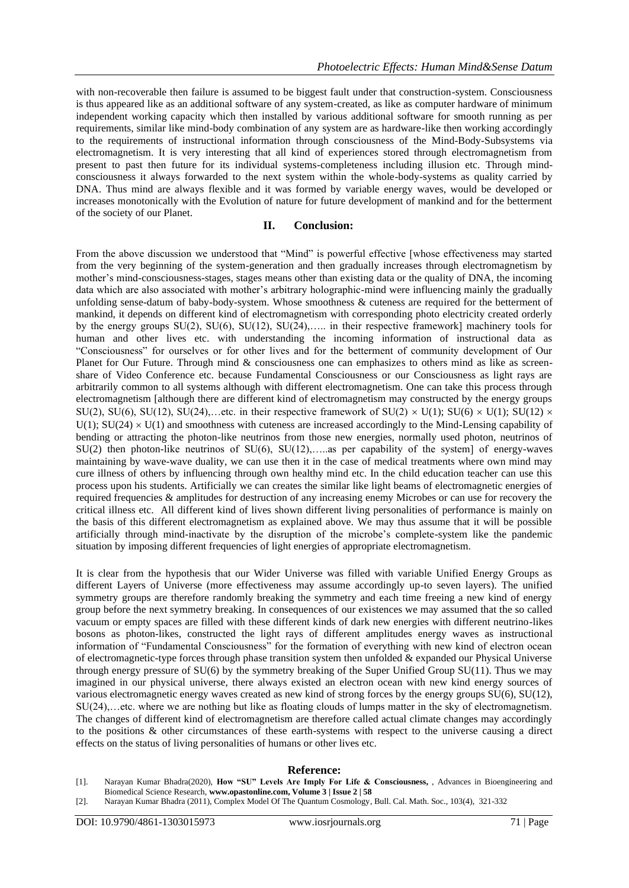with non-recoverable then failure is assumed to be biggest fault under that construction-system. Consciousness is thus appeared like as an additional software of any system-created, as like as computer hardware of minimum independent working capacity which then installed by various additional software for smooth running as per requirements, similar like mind-body combination of any system are as hardware-like then working accordingly to the requirements of instructional information through consciousness of the Mind-Body-Subsystems via electromagnetism. It is very interesting that all kind of experiences stored through electromagnetism from present to past then future for its individual systems-completeness including illusion etc. Through mind-consciousness it always forwarded to the next system within the whole-body-systems as quality carried by DNA. Thus mind are always flexible and it was formed by variable energy waves, would be developed or increases monotonically with the Evolution of nature for future development of mankind and for the betterment of the society of our Planet.

## II. Conclusion:

From the above discussion we understood that "Mind" is powerful effective [whose effectiveness may started from the very beginning of the system-generation and then gradually increases through electromagnetism by mother's mind-consciousness-stages, stages means other than existing data or the quality of DNA, the incoming data which are also associated with mother's arbitrary holographic-mind were influencing mainly the gradually unfolding sense-datum of baby-body-system. Whose smoothness & cuteness are required for the betterment of mankind, it depends on different kind of electromagnetism with corresponding photo electricity created orderly by the energy groups SU(2), SU(6), SU(12), SU(24),….. in their respective framework] machinery tools for human and other lives etc. with understanding the incoming information of instructional data as "Consciousness" for ourselves or for other lives and for the betterment of community development of Our Planet for Our Future. Through mind & consciousness one can emphasizes to others mind as like as screen-share of Video Conference etc. because Fundamental Consciousness or our Consciousness as light rays are arbitrarily common to all systems although with different electromagnetism. One can take this process through electromagnetism [although there are different kind of electromagnetism may constructed by the energy groups SU(2), SU(6), SU(12), SU(24),…etc. in their respective framework of $SU(2) \times U(1)$; $SU(6) \times U(1)$; $SU(12) \times U(1)$; $SU(24) \times U(1)$ and smoothness with cuteness are increased accordingly to the Mind-Lensing capability of bending or attracting the photon-like neutrinos from those new energies, normally used photon, neutrinos of SU(2) then photon-like neutrinos of SU(6), SU(12),…..as per capability of the system] of energy-waves maintaining by wave-wave duality, we can use then it in the case of medical treatments where own mind may cure illness of others by influencing through own healthy mind etc. In the child education teacher can use this process upon his students. Artificially we can creates the similar like light beams of electromagnetic energies of required frequencies & amplitudes for destruction of any increasing enemy Microbes or can use for recovery the critical illness etc. All different kind of lives shown different living personalities of performance is mainly on the basis of this different electromagnetism as explained above. We may thus assume that it will be possible artificially through mind-inactivate by the disruption of the microbe's complete-system like the pandemic situation by imposing different frequencies of light energies of appropriate electromagnetism.

It is clear from the hypothesis that our Wider Universe was filled with variable Unified Energy Groups as different Layers of Universe (more effectiveness may assume accordingly up-to seven layers). The unified symmetry groups are therefore randomly breaking the symmetry and each time freeing a new kind of energy group before the next symmetry breaking. In consequences of our existences we may assumed that the so called vacuum or empty spaces are filled with these different kinds of dark new energies with different neutrino-likes bosons as photon-likes, constructed the light rays of different amplitudes energy waves as instructional information of "Fundamental Consciousness" for the formation of everything with new kind of electron ocean of electromagnetic-type forces through phase transition system then unfolded & expanded our Physical Universe through energy pressure of SU(6) by the symmetry breaking of the Super Unified Group SU(11). Thus we may imagined in our physical universe, there always existed an electron ocean with new kind energy sources of various electromagnetic energy waves created as new kind of strong forces by the energy groups SU(6), SU(12), SU(24),…etc. where we are nothing but like as floating clouds of lumps matter in the sky of electromagnetism. The changes of different kind of electromagnetism are therefore called actual climate changes may accordingly to the positions & other circumstances of these earth-systems with respect to the universe causing a direct effects on the status of living personalities of humans or other lives etc.

## Reference:

[1]. Narayan Kumar Bhadra(2020), **How "SU" Levels Are Imply For Life & Consciousness,** , Advances in Bioengineering and Biomedical Science Research, **www.opastonline.com, Volume 3 | Issue 2 | 58**

[2]. Narayan Kumar Bhadra (2011), Complex Model Of The Quantum Cosmology, Bull. Cal. Math. Soc., 103(4), 321-332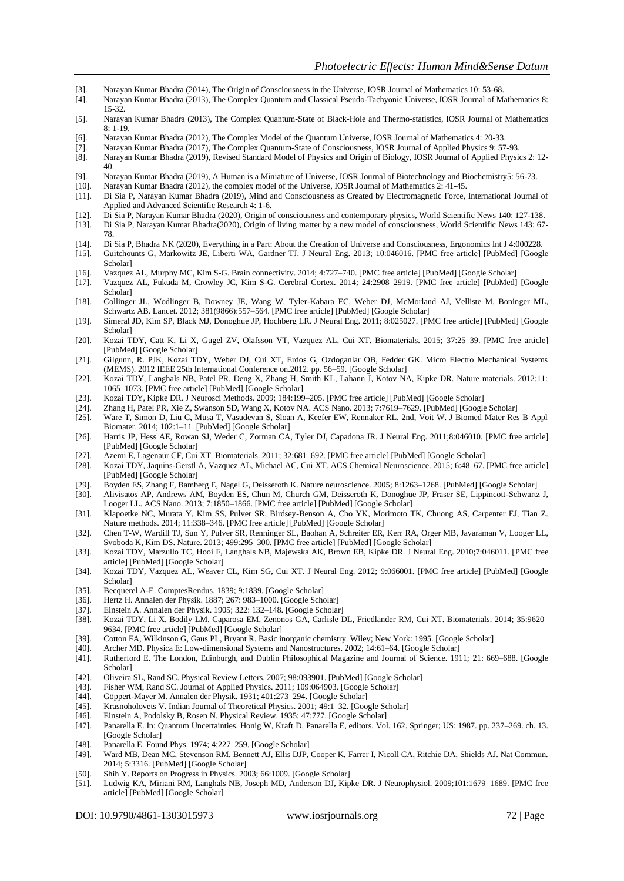[3]. Narayan Kumar Bhadra (2014), The Origin of Consciousness in the Universe, IOSR Journal of Mathematics 10: 53-68.

[4]. Narayan Kumar Bhadra (2013), The Complex Quantum and Classical Pseudo-Tachyonic Universe, IOSR Journal of Mathematics 8: 15-32.

[5]. Narayan Kumar Bhadra (2013), The Complex Quantum-State of Black-Hole and Thermo-statistics, IOSR Journal of Mathematics 8: 1-19.

[6]. Narayan Kumar Bhadra (2012), The Complex Model of the Quantum Universe, IOSR Journal of Mathematics 4: 20-33.

[7]. Narayan Kumar Bhadra (2017), The Complex Quantum-State of Consciousness, IOSR Journal of Applied Physics 9: 57-93.

[8]. Narayan Kumar Bhadra (2019), Revised Standard Model of Physics and Origin of Biology, IOSR Journal of Applied Physics 2: 12-40.

[9]. Narayan Kumar Bhadra (2019), A Human is a Miniature of Universe, IOSR Journal of Biotechnology and Biochemistry5: 56-73.

[10]. Narayan Kumar Bhadra (2012), the complex model of the Universe, IOSR Journal of Mathematics 2: 41-45.

[11]. Di Sia P, Narayan Kumar Bhadra (2019), Mind and Consciousness as Created by Electromagnetic Force, International Journal of Applied and Advanced Scientific Research 4: 1-6.

[12]. Di Sia P, Narayan Kumar Bhadra (2020), Origin of consciousness and contemporary physics, World Scientific News 140: 127-138.

[13]. Di Sia P, Narayan Kumar Bhadra(2020), Origin of living matter by a new model of consciousness, World Scientific News 143: 67-78.

[14]. Di Sia P, Bhadra NK (2020), Everything in a Part: About the Creation of Universe and Consciousness, Ergonomics Int J 4:000228.

[15]. Guitchounts G, Markowitz JE, Liberti WA, Gardner TJ. J Neural Eng. 2013; 10:046016. [PMC free article] [PubMed] [Google Scholar]

[16]. Vazquez AL, Murphy MC, Kim S-G. Brain connectivity. 2014; 4:727–740. [PMC free article] [PubMed] [Google Scholar]

[17]. Vazquez AL, Fukuda M, Crowley JC, Kim S-G. Cerebral Cortex. 2014; 24:2908–2919. [PMC free article] [PubMed] [Google Scholar]

[18]. Collinger JL, Wodlinger B, Downey JE, Wang W, Tyler-Kabara EC, Weber DJ, McMorland AJ, Velliste M, Boninger ML, Schwartz AB. Lancet. 2012; 381(9866):557–564. [PMC free article] [PubMed] [Google Scholar]

[19]. Simeral JD, Kim SP, Black MJ, Donoghue JP, Hochberg LR. J Neural Eng. 2011; 8:025027. [PMC free article] [PubMed] [Google Scholar]

[20]. Kozai TDY, Catt K, Li X, Gugel ZV, Olafsson VT, Vazquez AL, Cui XT. Biomaterials. 2015; 37:25–39. [PMC free article] [PubMed] [Google Scholar]

[21]. Gilgunn, R. PJK, Kozai TDY, Weber DJ, Cui XT, Erdos G, Ozdoganlar OB, Fedder GK. Micro Electro Mechanical Systems (MEMS). 2012 IEEE 25th International Conference on.2012. pp. 56–59. [Google Scholar]

[22]. Kozai TDY, Langhals NB, Patel PR, Deng X, Zhang H, Smith KL, Lahann J, Kotov NA, Kipke DR. Nature materials. 2012;11: 1065–1073. [PMC free article] [PubMed] [Google Scholar]

[23]. Kozai TDY, Kipke DR. J Neurosci Methods. 2009; 184:199–205. [PMC free article] [PubMed] [Google Scholar]

[24]. Zhang H, Patel PR, Xie Z, Swanson SD, Wang X, Kotov NA. ACS Nano. 2013; 7:7619–7629. [PubMed] [Google Scholar]

[25]. Ware T, Simon D, Liu C, Musa T, Vasudevan S, Sloan A, Keefer EW, Rennaker RL, 2nd, Voit W. J Biomed Mater Res B Appl Biomater. 2014; 102:1–11. [PubMed] [Google Scholar]

[26]. Harris JP, Hess AE, Rowan SJ, Weder C, Zorman CA, Tyler DJ, Capadona JR. J Neural Eng. 2011;8:046010. [PMC free article] [PubMed] [Google Scholar]

[27]. Azemi E, Lagenaur CF, Cui XT. Biomaterials. 2011; 32:681–692. [PMC free article] [PubMed] [Google Scholar]

[28]. Kozai TDY, Jaquins-Gerstl A, Vazquez AL, Michael AC, Cui XT. ACS Chemical Neuroscience. 2015; 6:48–67. [PMC free article] [PubMed] [Google Scholar]

[29]. Boyden ES, Zhang F, Bamberg E, Nagel G, Deisseroth K. Nature neuroscience. 2005; 8:1263–1268. [PubMed] [Google Scholar]

[30]. Alivisatos AP, Andrews AM, Boyden ES, Chun M, Church GM, Deisseroth K, Donoghue JP, Fraser SE, Lippincott-Schwartz J, Looger LL. ACS Nano. 2013; 7:1850–1866. [PMC free article] [PubMed] [Google Scholar]

[31]. Klapoetke NC, Murata Y, Kim SS, Pulver SR, Birdsey-Benson A, Cho YK, Morimoto TK, Chuong AS, Carpenter EJ, Tian Z. Nature methods. 2014; 11:338–346. [PMC free article] [PubMed] [Google Scholar]

[32]. Chen T-W, Wardill TJ, Sun Y, Pulver SR, Renninger SL, Baohan A, Schreiter ER, Kerr RA, Orger MB, Jayaraman V, Looger LL, Svoboda K, Kim DS. Nature. 2013; 499:295–300. [PMC free article] [PubMed] [Google Scholar]

[33]. Kozai TDY, Marzullo TC, Hooi F, Langhals NB, Majewska AK, Brown EB, Kipke DR. J Neural Eng. 2010;7:046011. [PMC free article] [PubMed] [Google Scholar]

[34]. Kozai TDY, Vazquez AL, Weaver CL, Kim SG, Cui XT. J Neural Eng. 2012; 9:066001. [PMC free article] [PubMed] [Google Scholar]

[35]. Becquerel A-E. ComptesRendus. 1839; 9:1839. [Google Scholar]

[36]. Hertz H. Annalen der Physik. 1887; 267: 983–1000. [Google Scholar]

[37]. Einstein A. Annalen der Physik. 1905; 322: 132–148. [Google Scholar]

[38]. Kozai TDY, Li X, Bodily LM, Caparosa EM, Zenonos GA, Carlisle DL, Friedlander RM, Cui XT. Biomaterials. 2014; 35:9620–9634. [PMC free article] [PubMed] [Google Scholar]

[39]. Cotton FA, Wilkinson G, Gaus PL, Bryant R. Basic inorganic chemistry. Wiley; New York: 1995. [Google Scholar]

[40]. Archer MD. Physica E: Low-dimensional Systems and Nanostructures. 2002; 14:61–64. [Google Scholar]

[41]. Rutherford E. The London, Edinburgh, and Dublin Philosophical Magazine and Journal of Science. 1911; 21: 669–688. [Google Scholar]

[42]. Oliveira SL, Rand SC. Physical Review Letters. 2007; 98:093901. [PubMed] [Google Scholar]

[43]. Fisher WM, Rand SC. Journal of Applied Physics. 2011; 109:064903. [Google Scholar]

[44]. Göppert-Mayer M. Annalen der Physik. 1931; 401:273–294. [Google Scholar]

[45]. Krasnoholovets V. Indian Journal of Theoretical Physics. 2001; 49:1–32. [Google Scholar]

[46]. Einstein A, Podolsky B, Rosen N. Physical Review. 1935; 47:777. [Google Scholar]

[47]. Panarella E. In: Quantum Uncertainties. Honig W, Kraft D, Panarella E, editors. Vol. 162. Springer; US: 1987. pp. 237–269. ch. 13. [Google Scholar]

[48]. Panarella E. Found Phys. 1974; 4:227–259. [Google Scholar]

[49]. Ward MB, Dean MC, Stevenson RM, Bennett AJ, Ellis DJP, Cooper K, Farrer I, Nicoll CA, Ritchie DA, Shields AJ. Nat Commun. 2014; 5:3316. [PubMed] [Google Scholar]

[50]. Shih Y. Reports on Progress in Physics. 2003; 66:1009. [Google Scholar]

[51]. Ludwig KA, Miriani RM, Langhals NB, Joseph MD, Anderson DJ, Kipke DR. J Neurophysiol. 2009;101:1679–1689. [PMC free article] [PubMed] [Google Scholar]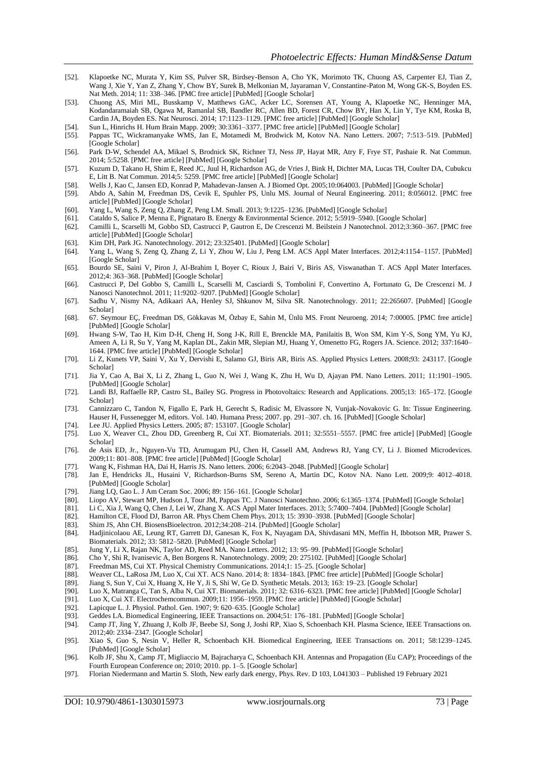[52]. Klapoetke NC, Murata Y, Kim SS, Pulver SR, Birdsey-Benson A, Cho YK, Morimoto TK, Chuong AS, Carpenter EJ, Tian Z, Wang J, Xie Y, Yan Z, Zhang Y, Chow BY, Surek B, Melkonian M, Jayaraman V, Constantine-Paton M, Wong GK-S, Boyden ES. Nat Meth. 2014; 11: 338–346. [PMC free article] [PubMed] [Google Scholar]

[53]. Chuong AS, Miri ML, Busskamp V, Matthews GAC, Acker LC, Sorensen AT, Young A, Klapoetke NC, Henninger MA, Kodandaramaiah SB, Ogawa M, Ramanlal SB, Bandler RC, Allen BD, Forest CR, Chow BY, Han X, Lin Y, Tye KM, Roska B, Cardin JA, Boyden ES. Nat Neurosci. 2014; 17:1123–1129. [PMC free article] [PubMed] [Google Scholar]

[54]. Sun L, Hinrichs H. Hum Brain Mapp. 2009; 30:3361–3377. [PMC free article] [PubMed] [Google Scholar]

[55]. Pappas TC, Wickramanyake WMS, Jan E, Motamedi M, Brodwick M, Kotov NA. Nano Letters. 2007; 7:513–519. [PubMed] [Google Scholar]

[56]. Park D-W, Schendel AA, Mikael S, Brodnick SK, Richner TJ, Ness JP, Hayat MR, Atry F, Frye ST, Pashaie R. Nat Commun. 2014; 5:5258. [PMC free article] [PubMed] [Google Scholar]

[57]. Kuzum D, Takano H, Shim E, Reed JC, Juul H, Richardson AG, de Vries J, Bink H, Dichter MA, Lucas TH, Coulter DA, Cubukcu E, Litt B. Nat Commun. 2014;5: 5259. [PMC free article] [PubMed] [Google Scholar]

[58]. Wells J, Kao C, Jansen ED, Konrad P, Mahadevan-Jansen A. J Biomed Opt. 2005;10:064003. [PubMed] [Google Scholar]

[59]. Abdo A, Sahin M, Freedman DS, Cevik E, Spuhler PS, Unlu MS. Journal of Neural Engineering. 2011; 8:056012. [PMC free article] [PubMed] [Google Scholar]

[60]. Yang L, Wang S, Zeng Q, Zhang Z, Peng LM. Small. 2013; 9:1225–1236. [PubMed] [Google Scholar]

[61]. Cataldo S, Salice P, Menna E, Pignataro B. Energy & Environmental Science. 2012; 5:5919–5940. [Google Scholar]

[62]. Camilli L, Scarselli M, Gobbo SD, Castrucci P, Gautron E, De Crescenzi M. Beilstein J Nanotechnol. 2012;3:360–367. [PMC free article] [PubMed] [Google Scholar]

[63]. Kim DH, Park JG. Nanotechnology. 2012; 23:325401. [PubMed] [Google Scholar]

[64]. Yang L, Wang S, Zeng Q, Zhang Z, Li Y, Zhou W, Liu J, Peng LM. ACS Appl Mater Interfaces. 2012;4:1154–1157. [PubMed] [Google Scholar]

[65]. Bourdo SE, Saini V, Piron J, Al-Brahim I, Boyer C, Rioux J, Bairi V, Biris AS, Viswanathan T. ACS Appl Mater Interfaces. 2012;4: 363–368. [PubMed] [Google Scholar]

[66]. Castrucci P, Del Gobbo S, Camilli L, Scarselli M, Casciardi S, Tombolini F, Convertino A, Fortunato G, De Crescenzi M. J Nanosci Nanotechnol. 2011; 11:9202–9207. [PubMed] [Google Scholar]

[67]. Sadhu V, Nismy NA, Adikaari AA, Henley SJ, Shkunov M, Silva SR. Nanotechnology. 2011; 22:265607. [PubMed] [Google Scholar]

[68]. 67. Seymour EÇ, Freedman DS, Gökkavas M, Özbay E, Sahin M, Ünlü MS. Front Neuroeng. 2014; 7:00005. [PMC free article] [PubMed] [Google Scholar]

[69]. Hwang S-W, Tao H, Kim D-H, Cheng H, Song J-K, Rill E, Brenckle MA, Panilaitis B, Won SM, Kim Y-S, Song YM, Yu KJ, Ameen A, Li R, Su Y, Yang M, Kaplan DL, Zakin MR, Slepian MJ, Huang Y, Omenetto FG, Rogers JA. Science. 2012; 337:1640–1644. [PMC free article] [PubMed] [Google Scholar]

[70]. Li Z, Kunets VP, Saini V, Xu Y, Dervishi E, Salamo GJ, Biris AR, Biris AS. Applied Physics Letters. 2008;93: 243117. [Google Scholar]

[71]. Jia Y, Cao A, Bai X, Li Z, Zhang L, Guo N, Wei J, Wang K, Zhu H, Wu D, Ajayan PM. Nano Letters. 2011; 11:1901–1905. [PubMed] [Google Scholar]

[72]. Landi BJ, Raffaelle RP, Castro SL, Bailey SG. Progress in Photovoltaics: Research and Applications. 2005;13: 165–172. [Google Scholar]

[73]. Cannizzaro C, Tandon N, Figallo E, Park H, Gerecht S, Radisic M, Elvassore N, Vunjak-Novakovic G. In: Tissue Engineering. Hauser H, Fussenegger M, editors. Vol. 140. Humana Press; 2007. pp. 291–307. ch. 16. [PubMed] [Google Scholar]

[74]. Lee JU. Applied Physics Letters. 2005; 87: 153107. [Google Scholar]

[75]. Luo X, Weaver CL, Zhou DD, Greenberg R, Cui XT. Biomaterials. 2011; 32:5551–5557. [PMC free article] [PubMed] [Google Scholar]

[76]. de Asis ED, Jr., Nguyen-Vu TD, Arumugam PU, Chen H, Cassell AM, Andrews RJ, Yang CY, Li J. Biomed Microdevices. 2009;11: 801–808. [PMC free article] [PubMed] [Google Scholar]

[77]. Wang K, Fishman HA, Dai H, Harris JS. Nano letters. 2006; 6:2043–2048. [PubMed] [Google Scholar]

[78]. Jan E, Hendricks JL, Husaini V, Richardson-Burns SM, Sereno A, Martin DC, Kotov NA. Nano Lett. 2009;9: 4012–4018. [PubMed] [Google Scholar]

[79]. Jiang LQ, Gao L. J Am Ceram Soc. 2006; 89: 156–161. [Google Scholar]

[80]. Liopo AV, Stewart MP, Hudson J, Tour JM, Pappas TC. J Nanosci Nanotechno. 2006; 6:1365–1374. [PubMed] [Google Scholar]

[81]. Li C, Xia J, Wang Q, Chen J, Lei W, Zhang X. ACS Appl Mater Interfaces. 2013; 5:7400–7404. [PubMed] [Google Scholar]

[82]. Hamilton CE, Flood DJ, Barron AR. Phys Chem Chem Phys. 2013; 15: 3930–3938. [PubMed] [Google Scholar]

[83]. Shim JS, Ahn CH. BiosensBioelectron. 2012;34:208–214. [PubMed] [Google Scholar]

[84]. Hadjinicolaou AE, Leung RT, Garrett DJ, Ganesan K, Fox K, Nayagam DA, Shivdasani MN, Meffin H, Ibbotson MR, Prawer S. Biomaterials. 2012; 33: 5812–5820. [PubMed] [Google Scholar]

[85]. Jung Y, Li X, Rajan NK, Taylor AD, Reed MA. Nano Letters. 2012; 13: 95–99. [PubMed] [Google Scholar]

[86]. Cho Y, Shi R, Ivanisevic A, Ben Borgens R. Nanotechnology. 2009; 20: 275102. [PubMed] [Google Scholar]

[87]. Freedman MS, Cui XT. Physical Chemistry Communications. 2014;1: 15–25. [Google Scholar]

[88]. Weaver CL, LaRosa JM, Luo X, Cui XT. ACS Nano. 2014; 8: 1834–1843. [PMC free article] [PubMed] [Google Scholar]

[89]. Jiang S, Sun Y, Cui X, Huang X, He Y, Ji S, Shi W, Ge D. Synthetic Metals. 2013; 163: 19–23. [Google Scholar]

[90]. Luo X, Matranga C, Tan S, Alba N, Cui XT. Biomaterials. 2011; 32: 6316–6323. [PMC free article] [PubMed] [Google Scholar]

[91]. Luo X, Cui XT. Electrochemcommun. 2009;11: 1956–1959. [PMC free article] [PubMed] [Google Scholar]

[92]. Lapicque L. J. Physiol. Pathol. Gen. 1907; 9: 620–635. [Google Scholar]

[93]. Geddes LA. Biomedical Engineering, IEEE Transactions on. 2004;51: 176–181. [PubMed] [Google Scholar]

[94]. Camp JT, Jing Y, Zhuang J, Kolb JF, Beebe SJ, Song J, Joshi RP, Xiao S, Schoenbach KH. Plasma Science, IEEE Transactions on. 2012;40: 2334–2347. [Google Scholar]

[95]. Xiao S, Guo S, Nesin V, Heller R, Schoenbach KH. Biomedical Engineering, IEEE Transactions on. 2011; 58:1239–1245. [PubMed] [Google Scholar]

[96]. Kolb JF, Shu X, Camp JT, Migliaccio M, Bajracharya C, Schoenbach KH. Antennas and Propagation (Eu CAP); Proceedings of the Fourth European Conference on; 2010; 2010. pp. 1–5. [Google Scholar]

[97]. Florian Niedermann and Martin S. Sloth, New early dark energy, Phys. Rev. D 103, L041303 – Published 19 February 2021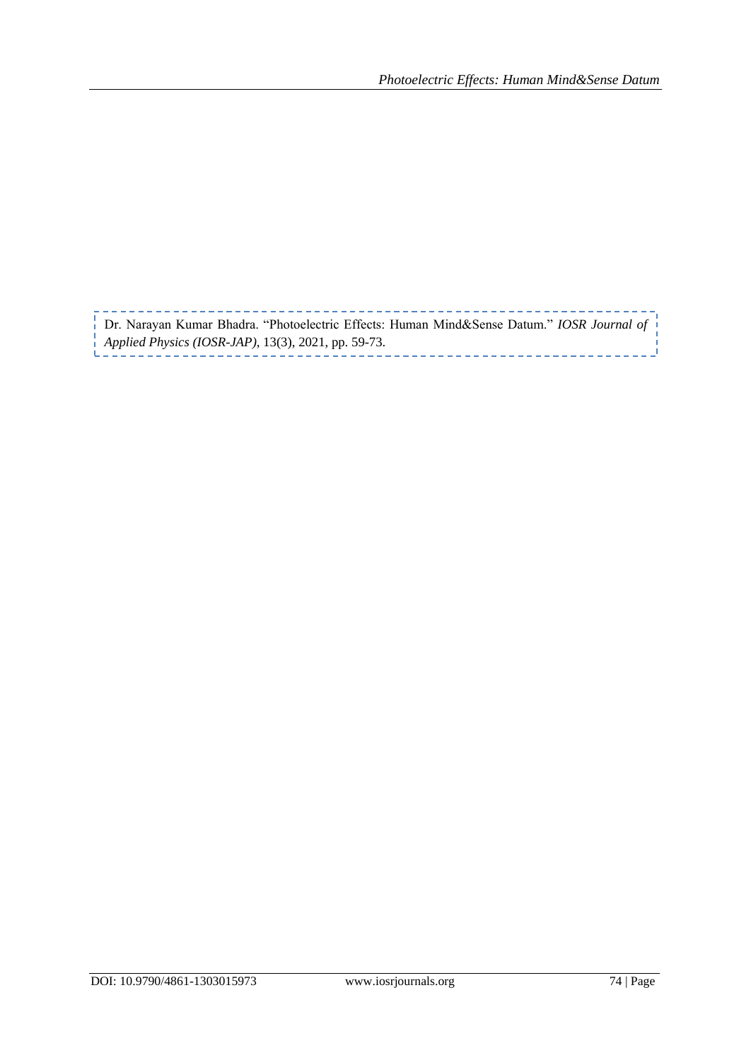Dr. Narayan Kumar Bhadra. "Photoelectric Effects: Human Mind&Sense Datum." *IOSR Journal of Applied Physics (IOSR-JAP)*, 13(3), 2021, pp. 59-73.